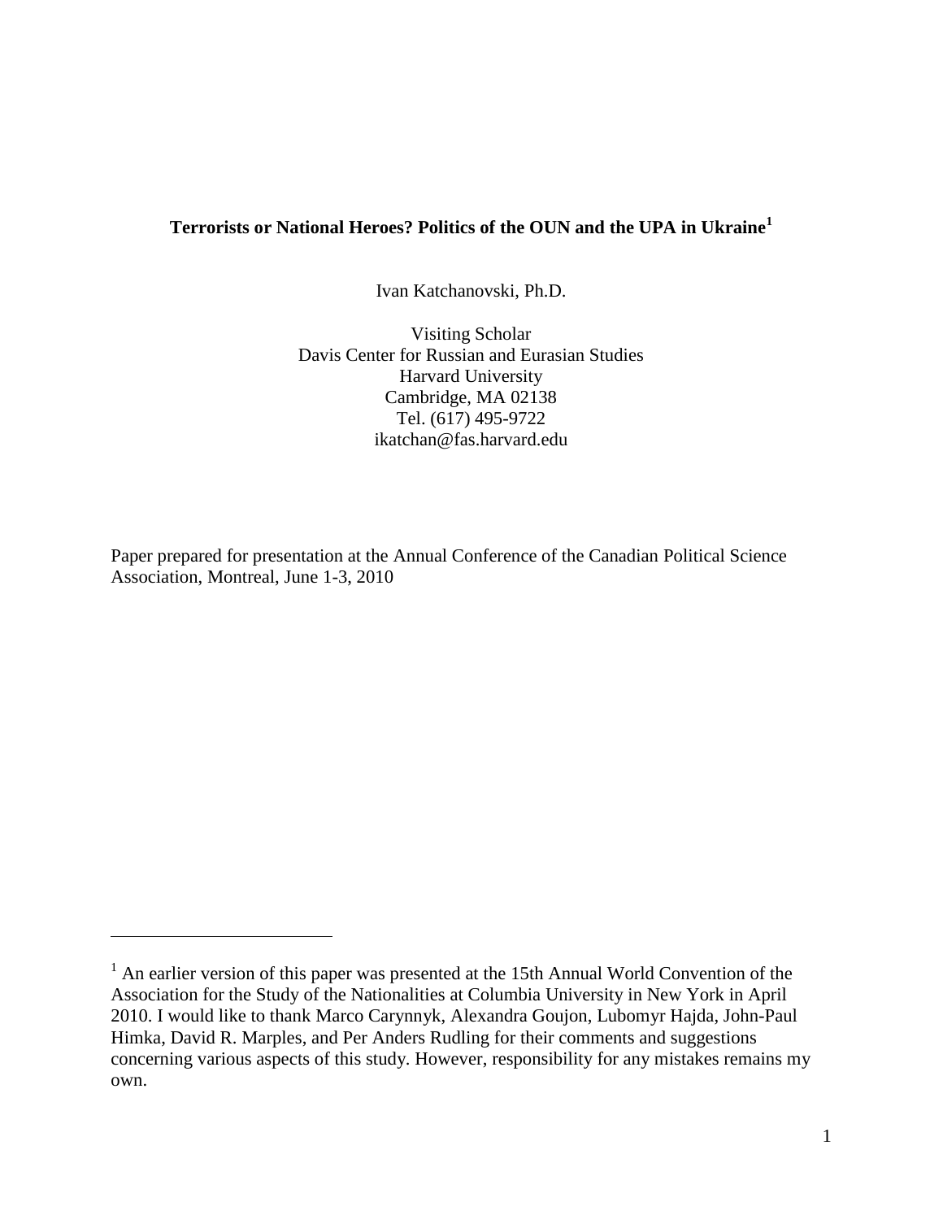# Terrorists or National Heroes? Politics of the OUN and the UPA in Ukraine[1]

Ivan Katchanovski, Ph.D.

Visiting Scholar
Davis Center for Russian and Eurasian Studies
Harvard University
Cambridge, MA 02138
Tel. (617) 495-9722
ikatchan@fas.harvard.edu

Paper prepared for presentation at the Annual Conference of the Canadian Political Science Association, Montreal, June 1-3, 2010

---

[1] An earlier version of this paper was presented at the 15th Annual World Convention of the Association for the Study of the Nationalities at Columbia University in New York in April 2010. I would like to thank Marco Carynnyk, Alexandra Goujon, Lubomyr Hajda, John-Paul Himka, David R. Marples, and Per Anders Rudling for their comments and suggestions concerning various aspects of this study. However, responsibility for any mistakes remains my own.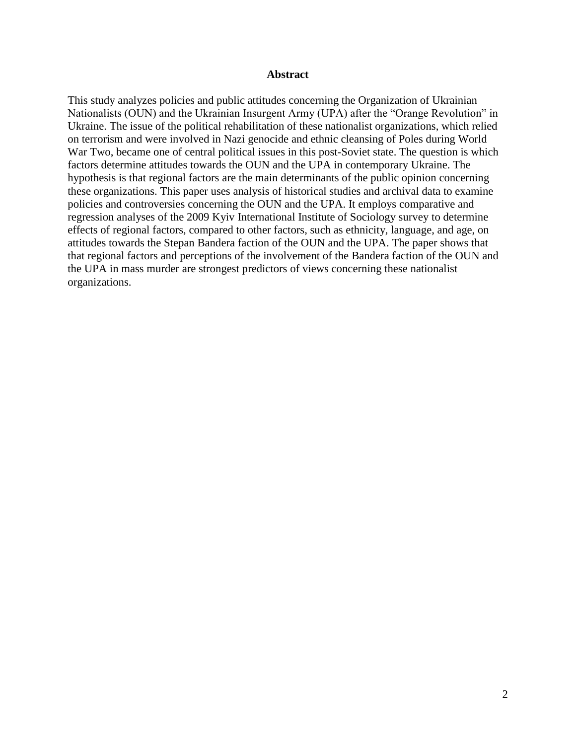## Abstract

This study analyzes policies and public attitudes concerning the Organization of Ukrainian Nationalists (OUN) and the Ukrainian Insurgent Army (UPA) after the "Orange Revolution" in Ukraine. The issue of the political rehabilitation of these nationalist organizations, which relied on terrorism and were involved in Nazi genocide and ethnic cleansing of Poles during World War Two, became one of central political issues in this post-Soviet state. The question is which factors determine attitudes towards the OUN and the UPA in contemporary Ukraine. The hypothesis is that regional factors are the main determinants of the public opinion concerning these organizations. This paper uses analysis of historical studies and archival data to examine policies and controversies concerning the OUN and the UPA. It employs comparative and regression analyses of the 2009 Kyiv International Institute of Sociology survey to determine effects of regional factors, compared to other factors, such as ethnicity, language, and age, on attitudes towards the Stepan Bandera faction of the OUN and the UPA. The paper shows that that regional factors and perceptions of the involvement of the Bandera faction of the OUN and the UPA in mass murder are strongest predictors of views concerning these nationalist organizations.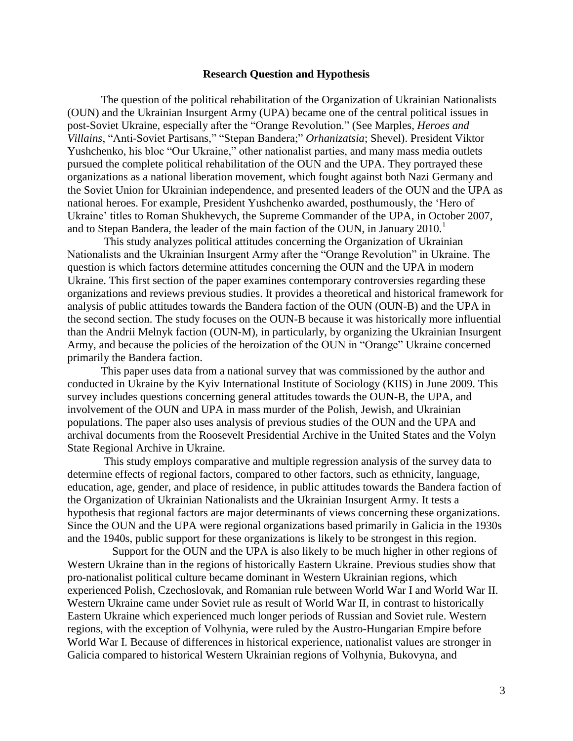## Research Question and Hypothesis

The question of the political rehabilitation of the Organization of Ukrainian Nationalists (OUN) and the Ukrainian Insurgent Army (UPA) became one of the central political issues in post-Soviet Ukraine, especially after the "Orange Revolution." (See Marples, *Heroes and Villains*, "Anti-Soviet Partisans," "Stepan Bandera;" *Orhanizatsia*; Shevel). President Viktor Yushchenko, his bloc "Our Ukraine," other nationalist parties, and many mass media outlets pursued the complete political rehabilitation of the OUN and the UPA. They portrayed these organizations as a national liberation movement, which fought against both Nazi Germany and the Soviet Union for Ukrainian independence, and presented leaders of the OUN and the UPA as national heroes. For example, President Yushchenko awarded, posthumously, the 'Hero of Ukraine' titles to Roman Shukhevych, the Supreme Commander of the UPA, in October 2007, and to Stepan Bandera, the leader of the main faction of the OUN, in January 2010.[1]

This study analyzes political attitudes concerning the Organization of Ukrainian Nationalists and the Ukrainian Insurgent Army after the "Orange Revolution" in Ukraine. The question is which factors determine attitudes concerning the OUN and the UPA in modern Ukraine. This first section of the paper examines contemporary controversies regarding these organizations and reviews previous studies. It provides a theoretical and historical framework for analysis of public attitudes towards the Bandera faction of the OUN (OUN-B) and the UPA in the second section. The study focuses on the OUN-B because it was historically more influential than the Andrii Melnyk faction (OUN-M), in particularly, by organizing the Ukrainian Insurgent Army, and because the policies of the heroization of the OUN in "Orange" Ukraine concerned primarily the Bandera faction.

This paper uses data from a national survey that was commissioned by the author and conducted in Ukraine by the Kyiv International Institute of Sociology (KIIS) in June 2009. This survey includes questions concerning general attitudes towards the OUN-B, the UPA, and involvement of the OUN and UPA in mass murder of the Polish, Jewish, and Ukrainian populations. The paper also uses analysis of previous studies of the OUN and the UPA and archival documents from the Roosevelt Presidential Archive in the United States and the Volyn State Regional Archive in Ukraine.

This study employs comparative and multiple regression analysis of the survey data to determine effects of regional factors, compared to other factors, such as ethnicity, language, education, age, gender, and place of residence, in public attitudes towards the Bandera faction of the Organization of Ukrainian Nationalists and the Ukrainian Insurgent Army. It tests a hypothesis that regional factors are major determinants of views concerning these organizations. Since the OUN and the UPA were regional organizations based primarily in Galicia in the 1930s and the 1940s, public support for these organizations is likely to be strongest in this region.

Support for the OUN and the UPA is also likely to be much higher in other regions of Western Ukraine than in the regions of historically Eastern Ukraine. Previous studies show that pro-nationalist political culture became dominant in Western Ukrainian regions, which experienced Polish, Czechoslovak, and Romanian rule between World War I and World War II. Western Ukraine came under Soviet rule as result of World War II, in contrast to historically Eastern Ukraine which experienced much longer periods of Russian and Soviet rule. Western regions, with the exception of Volhynia, were ruled by the Austro-Hungarian Empire before World War I. Because of differences in historical experience, nationalist values are stronger in Galicia compared to historical Western Ukrainian regions of Volhynia, Bukovyna, and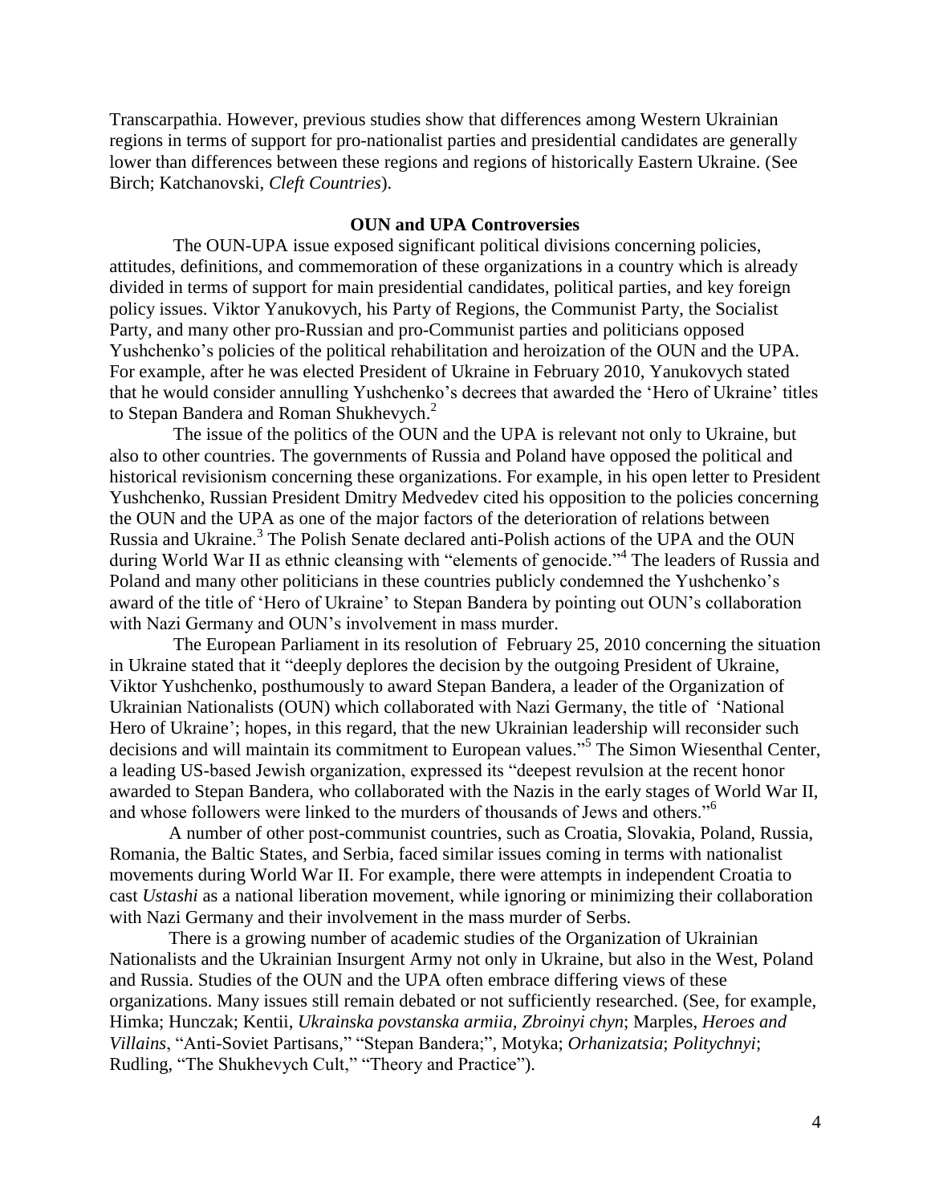Transcarpathia. However, previous studies show that differences among Western Ukrainian regions in terms of support for pro-nationalist parties and presidential candidates are generally lower than differences between these regions and regions of historically Eastern Ukraine. (See Birch; Katchanovski, *Cleft Countries*).

## OUN and UPA Controversies

The OUN-UPA issue exposed significant political divisions concerning policies, attitudes, definitions, and commemoration of these organizations in a country which is already divided in terms of support for main presidential candidates, political parties, and key foreign policy issues. Viktor Yanukovych, his Party of Regions, the Communist Party, the Socialist Party, and many other pro-Russian and pro-Communist parties and politicians opposed Yushchenko's policies of the political rehabilitation and heroization of the OUN and the UPA. For example, after he was elected President of Ukraine in February 2010, Yanukovych stated that he would consider annulling Yushchenko's decrees that awarded the 'Hero of Ukraine' titles to Stepan Bandera and Roman Shukhevych.[2]

The issue of the politics of the OUN and the UPA is relevant not only to Ukraine, but also to other countries. The governments of Russia and Poland have opposed the political and historical revisionism concerning these organizations. For example, in his open letter to President Yushchenko, Russian President Dmitry Medvedev cited his opposition to the policies concerning the OUN and the UPA as one of the major factors of the deterioration of relations between Russia and Ukraine.[3] The Polish Senate declared anti-Polish actions of the UPA and the OUN during World War II as ethnic cleansing with "elements of genocide."[4] The leaders of Russia and Poland and many other politicians in these countries publicly condemned the Yushchenko's award of the title of 'Hero of Ukraine' to Stepan Bandera by pointing out OUN's collaboration with Nazi Germany and OUN's involvement in mass murder.

The European Parliament in its resolution of February 25, 2010 concerning the situation in Ukraine stated that it "deeply deplores the decision by the outgoing President of Ukraine, Viktor Yushchenko, posthumously to award Stepan Bandera, a leader of the Organization of Ukrainian Nationalists (OUN) which collaborated with Nazi Germany, the title of 'National Hero of Ukraine'; hopes, in this regard, that the new Ukrainian leadership will reconsider such decisions and will maintain its commitment to European values."[5] The Simon Wiesenthal Center, a leading US-based Jewish organization, expressed its "deepest revulsion at the recent honor awarded to Stepan Bandera, who collaborated with the Nazis in the early stages of World War II, and whose followers were linked to the murders of thousands of Jews and others."[6]

A number of other post-communist countries, such as Croatia, Slovakia, Poland, Russia, Romania, the Baltic States, and Serbia, faced similar issues coming in terms with nationalist movements during World War II. For example, there were attempts in independent Croatia to cast *Ustashi* as a national liberation movement, while ignoring or minimizing their collaboration with Nazi Germany and their involvement in the mass murder of Serbs.

There is a growing number of academic studies of the Organization of Ukrainian Nationalists and the Ukrainian Insurgent Army not only in Ukraine, but also in the West, Poland and Russia. Studies of the OUN and the UPA often embrace differing views of these organizations. Many issues still remain debated or not sufficiently researched. (See, for example, Himka; Hunczak; Kentii, *Ukrainska povstanska armiia, Zbroinyi chyn*; Marples, *Heroes and Villains*, "Anti-Soviet Partisans," "Stepan Bandera;", Motyka; *Orhanizatsia*; *Politychnyi*; Rudling, "The Shukhevych Cult," "Theory and Practice").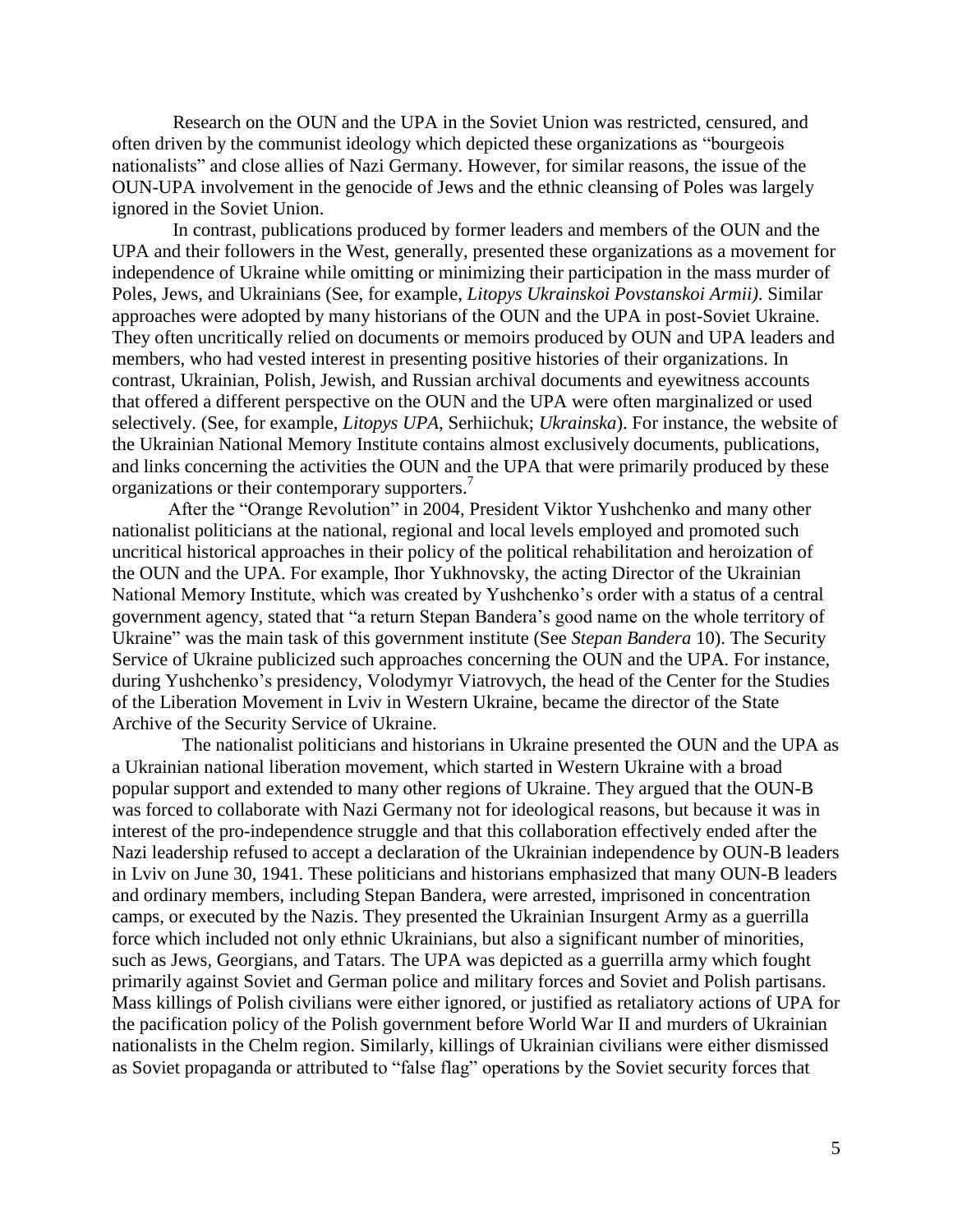Research on the OUN and the UPA in the Soviet Union was restricted, censured, and often driven by the communist ideology which depicted these organizations as "bourgeois nationalists" and close allies of Nazi Germany. However, for similar reasons, the issue of the OUN-UPA involvement in the genocide of Jews and the ethnic cleansing of Poles was largely ignored in the Soviet Union.

In contrast, publications produced by former leaders and members of the OUN and the UPA and their followers in the West, generally, presented these organizations as a movement for independence of Ukraine while omitting or minimizing their participation in the mass murder of Poles, Jews, and Ukrainians (See, for example, *Litopys Ukrainskoi Povstanskoi Armii).* Similar approaches were adopted by many historians of the OUN and the UPA in post-Soviet Ukraine. They often uncritically relied on documents or memoirs produced by OUN and UPA leaders and members, who had vested interest in presenting positive histories of their organizations. In contrast, Ukrainian, Polish, Jewish, and Russian archival documents and eyewitness accounts that offered a different perspective on the OUN and the UPA were often marginalized or used selectively. (See, for example, *Litopys UPA*, Serhiichuk; *Ukrainska*). For instance, the website of the Ukrainian National Memory Institute contains almost exclusively documents, publications, and links concerning the activities the OUN and the UPA that were primarily produced by these organizations or their contemporary supporters.[7]

After the "Orange Revolution" in 2004, President Viktor Yushchenko and many other nationalist politicians at the national, regional and local levels employed and promoted such uncritical historical approaches in their policy of the political rehabilitation and heroization of the OUN and the UPA. For example, Ihor Yukhnovsky, the acting Director of the Ukrainian National Memory Institute, which was created by Yushchenko's order with a status of a central government agency, stated that "a return Stepan Bandera's good name on the whole territory of Ukraine" was the main task of this government institute (See *Stepan Bandera* 10). The Security Service of Ukraine publicized such approaches concerning the OUN and the UPA. For instance, during Yushchenko's presidency, Volodymyr Viatrovych, the head of the Center for the Studies of the Liberation Movement in Lviv in Western Ukraine, became the director of the State Archive of the Security Service of Ukraine.

The nationalist politicians and historians in Ukraine presented the OUN and the UPA as a Ukrainian national liberation movement, which started in Western Ukraine with a broad popular support and extended to many other regions of Ukraine. They argued that the OUN-B was forced to collaborate with Nazi Germany not for ideological reasons, but because it was in interest of the pro-independence struggle and that this collaboration effectively ended after the Nazi leadership refused to accept a declaration of the Ukrainian independence by OUN-B leaders in Lviv on June 30, 1941. These politicians and historians emphasized that many OUN-B leaders and ordinary members, including Stepan Bandera, were arrested, imprisoned in concentration camps, or executed by the Nazis. They presented the Ukrainian Insurgent Army as a guerrilla force which included not only ethnic Ukrainians, but also a significant number of minorities, such as Jews, Georgians, and Tatars. The UPA was depicted as a guerrilla army which fought primarily against Soviet and German police and military forces and Soviet and Polish partisans. Mass killings of Polish civilians were either ignored, or justified as retaliatory actions of UPA for the pacification policy of the Polish government before World War II and murders of Ukrainian nationalists in the Chelm region. Similarly, killings of Ukrainian civilians were either dismissed as Soviet propaganda or attributed to "false flag" operations by the Soviet security forces that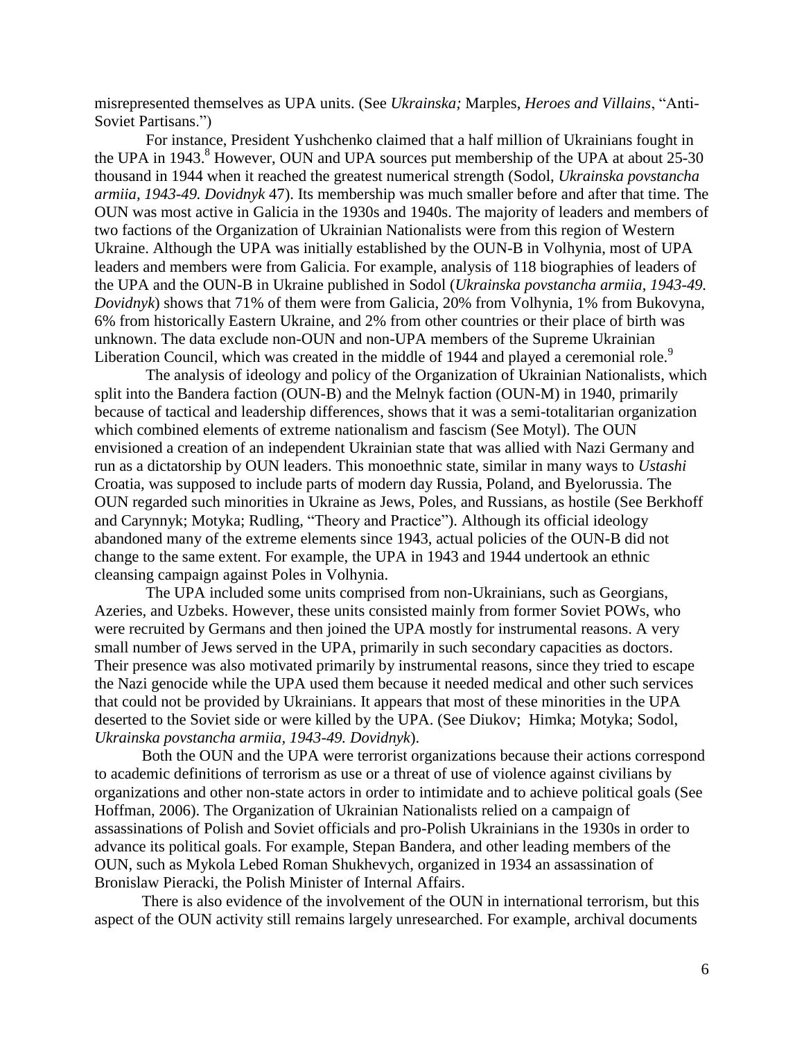misrepresented themselves as UPA units. (See *Ukrainska;* Marples, *Heroes and Villains*, "Anti-Soviet Partisans.")

For instance, President Yushchenko claimed that a half million of Ukrainians fought in the UPA in 1943.[8] However, OUN and UPA sources put membership of the UPA at about 25-30 thousand in 1944 when it reached the greatest numerical strength (Sodol, *Ukrainska povstancha armiia, 1943-49. Dovidnyk* 47). Its membership was much smaller before and after that time. The OUN was most active in Galicia in the 1930s and 1940s. The majority of leaders and members of two factions of the Organization of Ukrainian Nationalists were from this region of Western Ukraine. Although the UPA was initially established by the OUN-B in Volhynia, most of UPA leaders and members were from Galicia. For example, analysis of 118 biographies of leaders of the UPA and the OUN-B in Ukraine published in Sodol (*Ukrainska povstancha armiia, 1943-49. Dovidnyk*) shows that 71% of them were from Galicia, 20% from Volhynia, 1% from Bukovyna, 6% from historically Eastern Ukraine, and 2% from other countries or their place of birth was unknown. The data exclude non-OUN and non-UPA members of the Supreme Ukrainian Liberation Council, which was created in the middle of 1944 and played a ceremonial role.[9]

The analysis of ideology and policy of the Organization of Ukrainian Nationalists, which split into the Bandera faction (OUN-B) and the Melnyk faction (OUN-M) in 1940, primarily because of tactical and leadership differences, shows that it was a semi-totalitarian organization which combined elements of extreme nationalism and fascism (See Motyl). The OUN envisioned a creation of an independent Ukrainian state that was allied with Nazi Germany and run as a dictatorship by OUN leaders. This monoethnic state, similar in many ways to *Ustashi* Croatia, was supposed to include parts of modern day Russia, Poland, and Byelorussia. The OUN regarded such minorities in Ukraine as Jews, Poles, and Russians, as hostile (See Berkhoff and Carynnyk; Motyka; Rudling, "Theory and Practice"). Although its official ideology abandoned many of the extreme elements since 1943, actual policies of the OUN-B did not change to the same extent. For example, the UPA in 1943 and 1944 undertook an ethnic cleansing campaign against Poles in Volhynia.

The UPA included some units comprised from non-Ukrainians, such as Georgians, Azeries, and Uzbeks. However, these units consisted mainly from former Soviet POWs, who were recruited by Germans and then joined the UPA mostly for instrumental reasons. A very small number of Jews served in the UPA, primarily in such secondary capacities as doctors. Their presence was also motivated primarily by instrumental reasons, since they tried to escape the Nazi genocide while the UPA used them because it needed medical and other such services that could not be provided by Ukrainians. It appears that most of these minorities in the UPA deserted to the Soviet side or were killed by the UPA. (See Diukov; Himka; Motyka; Sodol, *Ukrainska povstancha armiia, 1943-49. Dovidnyk*).

Both the OUN and the UPA were terrorist organizations because their actions correspond to academic definitions of terrorism as use or a threat of use of violence against civilians by organizations and other non-state actors in order to intimidate and to achieve political goals (See Hoffman, 2006). The Organization of Ukrainian Nationalists relied on a campaign of assassinations of Polish and Soviet officials and pro-Polish Ukrainians in the 1930s in order to advance its political goals. For example, Stepan Bandera, and other leading members of the OUN, such as Mykola Lebed Roman Shukhevych, organized in 1934 an assassination of Bronislaw Pieracki, the Polish Minister of Internal Affairs.

There is also evidence of the involvement of the OUN in international terrorism, but this aspect of the OUN activity still remains largely unresearched. For example, archival documents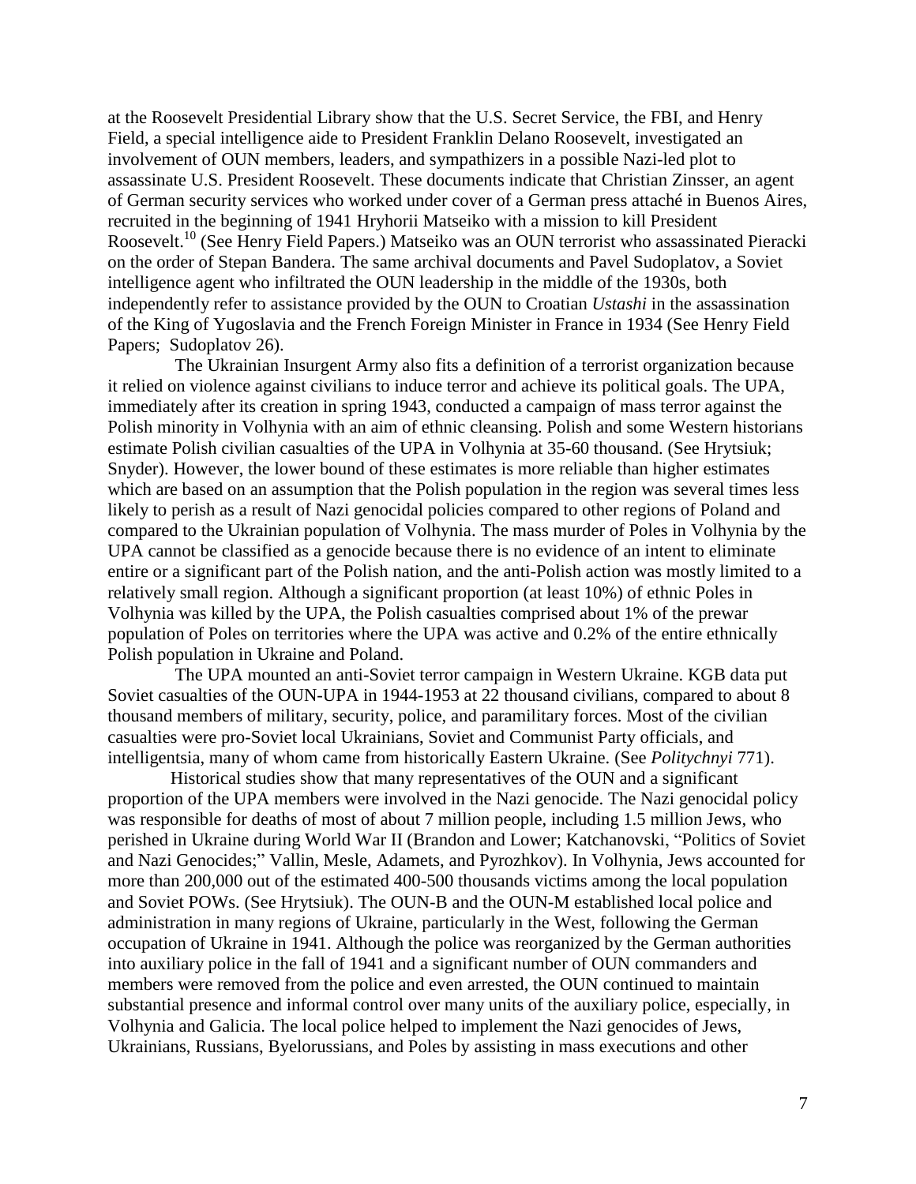at the Roosevelt Presidential Library show that the U.S. Secret Service, the FBI, and Henry Field, a special intelligence aide to President Franklin Delano Roosevelt, investigated an involvement of OUN members, leaders, and sympathizers in a possible Nazi-led plot to assassinate U.S. President Roosevelt. These documents indicate that Christian Zinsser, an agent of German security services who worked under cover of a German press attaché in Buenos Aires, recruited in the beginning of 1941 Hryhorii Matseiko with a mission to kill President Roosevelt.[10] (See Henry Field Papers.) Matseiko was an OUN terrorist who assassinated Pieracki on the order of Stepan Bandera. The same archival documents and Pavel Sudoplatov, a Soviet intelligence agent who infiltrated the OUN leadership in the middle of the 1930s, both independently refer to assistance provided by the OUN to Croatian *Ustashi* in the assassination of the King of Yugoslavia and the French Foreign Minister in France in 1934 (See Henry Field Papers; Sudoplatov 26).

The Ukrainian Insurgent Army also fits a definition of a terrorist organization because it relied on violence against civilians to induce terror and achieve its political goals. The UPA, immediately after its creation in spring 1943, conducted a campaign of mass terror against the Polish minority in Volhynia with an aim of ethnic cleansing. Polish and some Western historians estimate Polish civilian casualties of the UPA in Volhynia at 35-60 thousand. (See Hrytsiuk; Snyder). However, the lower bound of these estimates is more reliable than higher estimates which are based on an assumption that the Polish population in the region was several times less likely to perish as a result of Nazi genocidal policies compared to other regions of Poland and compared to the Ukrainian population of Volhynia. The mass murder of Poles in Volhynia by the UPA cannot be classified as a genocide because there is no evidence of an intent to eliminate entire or a significant part of the Polish nation, and the anti-Polish action was mostly limited to a relatively small region. Although a significant proportion (at least 10%) of ethnic Poles in Volhynia was killed by the UPA, the Polish casualties comprised about 1% of the prewar population of Poles on territories where the UPA was active and 0.2% of the entire ethnically Polish population in Ukraine and Poland.

The UPA mounted an anti-Soviet terror campaign in Western Ukraine. KGB data put Soviet casualties of the OUN-UPA in 1944-1953 at 22 thousand civilians, compared to about 8 thousand members of military, security, police, and paramilitary forces. Most of the civilian casualties were pro-Soviet local Ukrainians, Soviet and Communist Party officials, and intelligentsia, many of whom came from historically Eastern Ukraine. (See *Politychnyi* 771).

Historical studies show that many representatives of the OUN and a significant proportion of the UPA members were involved in the Nazi genocide. The Nazi genocidal policy was responsible for deaths of most of about 7 million people, including 1.5 million Jews, who perished in Ukraine during World War II (Brandon and Lower; Katchanovski, "Politics of Soviet and Nazi Genocides;" Vallin, Mesle, Adamets, and Pyrozhkov). In Volhynia, Jews accounted for more than 200,000 out of the estimated 400-500 thousands victims among the local population and Soviet POWs. (See Hrytsiuk). The OUN-B and the OUN-M established local police and administration in many regions of Ukraine, particularly in the West, following the German occupation of Ukraine in 1941. Although the police was reorganized by the German authorities into auxiliary police in the fall of 1941 and a significant number of OUN commanders and members were removed from the police and even arrested, the OUN continued to maintain substantial presence and informal control over many units of the auxiliary police, especially, in Volhynia and Galicia. The local police helped to implement the Nazi genocides of Jews, Ukrainians, Russians, Byelorussians, and Poles by assisting in mass executions and other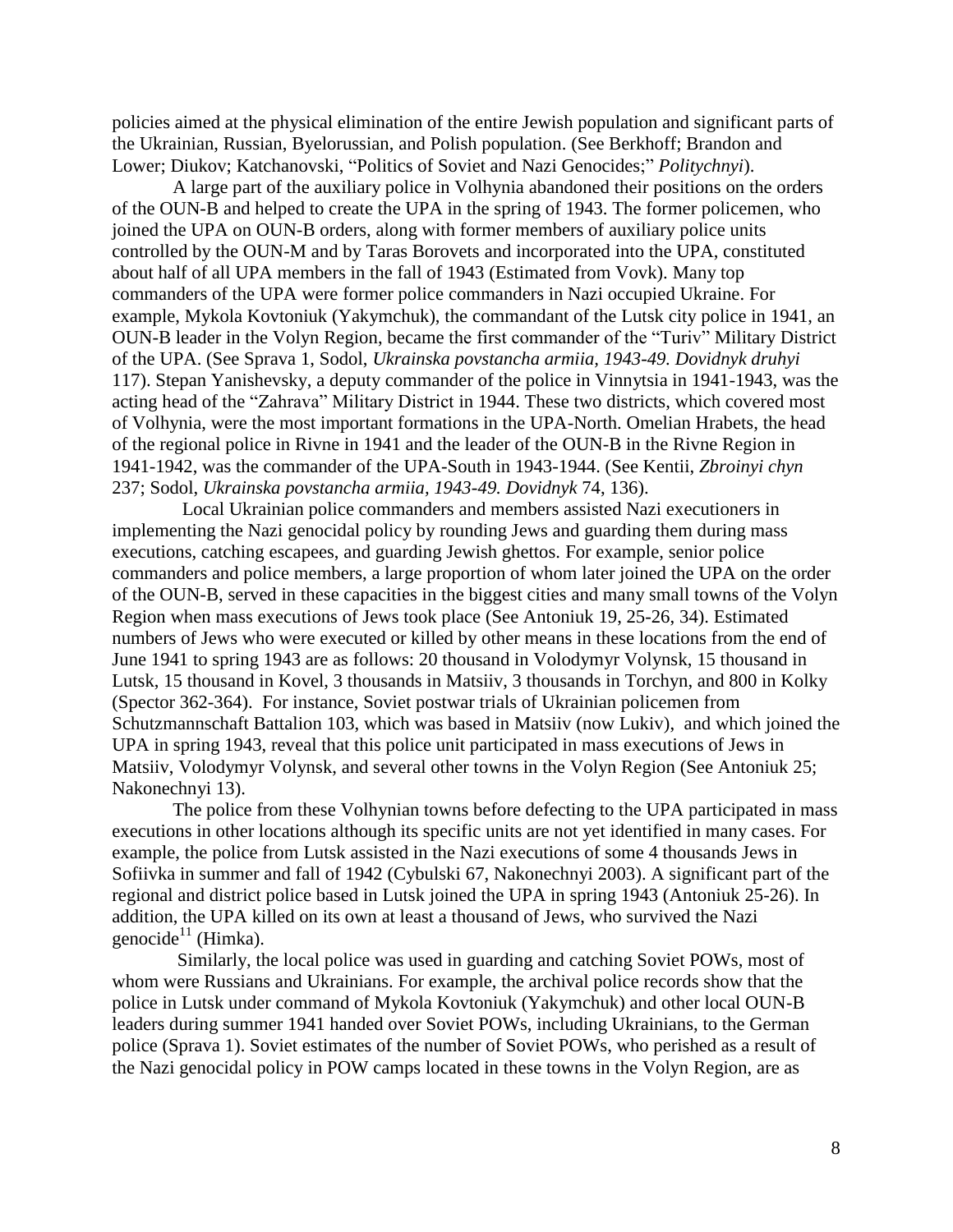policies aimed at the physical elimination of the entire Jewish population and significant parts of the Ukrainian, Russian, Byelorussian, and Polish population. (See Berkhoff; Brandon and Lower; Diukov; Katchanovski, "Politics of Soviet and Nazi Genocides;" *Politychnyi*).

A large part of the auxiliary police in Volhynia abandoned their positions on the orders of the OUN-B and helped to create the UPA in the spring of 1943. The former policemen, who joined the UPA on OUN-B orders, along with former members of auxiliary police units controlled by the OUN-M and by Taras Borovets and incorporated into the UPA, constituted about half of all UPA members in the fall of 1943 (Estimated from Vovk). Many top commanders of the UPA were former police commanders in Nazi occupied Ukraine. For example, Mykola Kovtoniuk (Yakymchuk), the commandant of the Lutsk city police in 1941, an OUN-B leader in the Volyn Region, became the first commander of the "Turiv" Military District of the UPA. (See Sprava 1, Sodol, *Ukrainska povstancha armiia, 1943-49. Dovidnyk druhyi* 117). Stepan Yanishevsky, a deputy commander of the police in Vinnytsia in 1941-1943, was the acting head of the "Zahrava" Military District in 1944. These two districts, which covered most of Volhynia, were the most important formations in the UPA-North. Omelian Hrabets, the head of the regional police in Rivne in 1941 and the leader of the OUN-B in the Rivne Region in 1941-1942, was the commander of the UPA-South in 1943-1944. (See Kentii, *Zbroinyi chyn* 237; Sodol, *Ukrainska povstancha armiia, 1943-49. Dovidnyk* 74, 136).

Local Ukrainian police commanders and members assisted Nazi executioners in implementing the Nazi genocidal policy by rounding Jews and guarding them during mass executions, catching escapees, and guarding Jewish ghettos. For example, senior police commanders and police members, a large proportion of whom later joined the UPA on the order of the OUN-B, served in these capacities in the biggest cities and many small towns of the Volyn Region when mass executions of Jews took place (See Antoniuk 19, 25-26, 34). Estimated numbers of Jews who were executed or killed by other means in these locations from the end of June 1941 to spring 1943 are as follows: 20 thousand in Volodymyr Volynsk, 15 thousand in Lutsk, 15 thousand in Kovel, 3 thousands in Matsiiv, 3 thousands in Torchyn, and 800 in Kolky (Spector 362-364). For instance, Soviet postwar trials of Ukrainian policemen from Schutzmannschaft Battalion 103, which was based in Matsiiv (now Lukiv), and which joined the UPA in spring 1943, reveal that this police unit participated in mass executions of Jews in Matsiiv, Volodymyr Volynsk, and several other towns in the Volyn Region (See Antoniuk 25; Nakonechnyi 13).

The police from these Volhynian towns before defecting to the UPA participated in mass executions in other locations although its specific units are not yet identified in many cases. For example, the police from Lutsk assisted in the Nazi executions of some 4 thousands Jews in Sofiivka in summer and fall of 1942 (Cybulski 67, Nakonechnyi 2003). A significant part of the regional and district police based in Lutsk joined the UPA in spring 1943 (Antoniuk 25-26). In addition, the UPA killed on its own at least a thousand of Jews, who survived the Nazi genocide[11] (Himka).

Similarly, the local police was used in guarding and catching Soviet POWs, most of whom were Russians and Ukrainians. For example, the archival police records show that the police in Lutsk under command of Mykola Kovtoniuk (Yakymchuk) and other local OUN-B leaders during summer 1941 handed over Soviet POWs, including Ukrainians, to the German police (Sprava 1). Soviet estimates of the number of Soviet POWs, who perished as a result of the Nazi genocidal policy in POW camps located in these towns in the Volyn Region, are as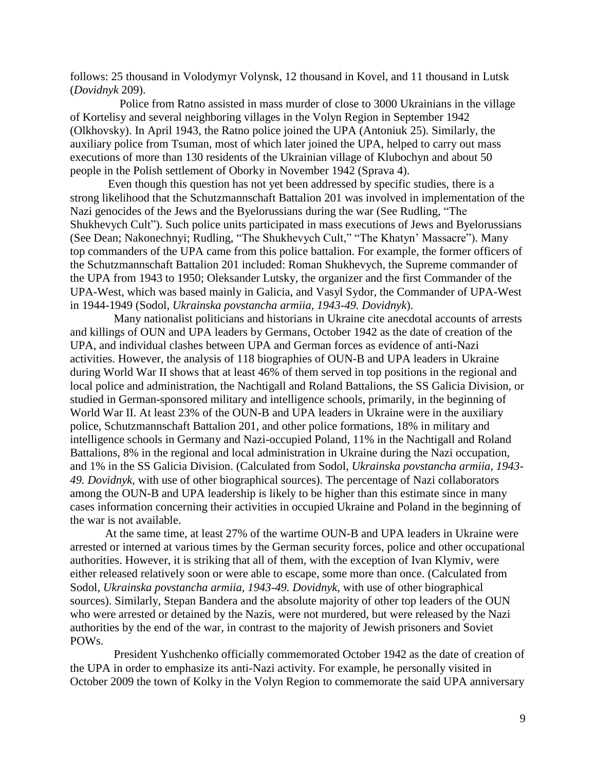follows: 25 thousand in Volodymyr Volynsk, 12 thousand in Kovel, and 11 thousand in Lutsk (*Dovidnyk* 209).

Police from Ratno assisted in mass murder of close to 3000 Ukrainians in the village of Kortelisy and several neighboring villages in the Volyn Region in September 1942 (Olkhovsky). In April 1943, the Ratno police joined the UPA (Antoniuk 25). Similarly, the auxiliary police from Tsuman, most of which later joined the UPA, helped to carry out mass executions of more than 130 residents of the Ukrainian village of Klubochyn and about 50 people in the Polish settlement of Oborky in November 1942 (Sprava 4).

Even though this question has not yet been addressed by specific studies, there is a strong likelihood that the Schutzmannschaft Battalion 201 was involved in implementation of the Nazi genocides of the Jews and the Byelorussians during the war (See Rudling, "The Shukhevych Cult"). Such police units participated in mass executions of Jews and Byelorussians (See Dean; Nakonechnyi; Rudling, "The Shukhevych Cult," "The Khatyn' Massacre"). Many top commanders of the UPA came from this police battalion. For example, the former officers of the Schutzmannschaft Battalion 201 included: Roman Shukhevych, the Supreme commander of the UPA from 1943 to 1950; Oleksander Lutsky, the organizer and the first Commander of the UPA-West, which was based mainly in Galicia, and Vasyl Sydor, the Commander of UPA-West in 1944-1949 (Sodol, *Ukrainska povstancha armiia, 1943-49. Dovidnyk*).

Many nationalist politicians and historians in Ukraine cite anecdotal accounts of arrests and killings of OUN and UPA leaders by Germans, October 1942 as the date of creation of the UPA, and individual clashes between UPA and German forces as evidence of anti-Nazi activities. However, the analysis of 118 biographies of OUN-B and UPA leaders in Ukraine during World War II shows that at least 46% of them served in top positions in the regional and local police and administration, the Nachtigall and Roland Battalions, the SS Galicia Division, or studied in German-sponsored military and intelligence schools, primarily, in the beginning of World War II. At least 23% of the OUN-B and UPA leaders in Ukraine were in the auxiliary police, Schutzmannschaft Battalion 201, and other police formations, 18% in military and intelligence schools in Germany and Nazi-occupied Poland, 11% in the Nachtigall and Roland Battalions, 8% in the regional and local administration in Ukraine during the Nazi occupation, and 1% in the SS Galicia Division. (Calculated from Sodol, *Ukrainska povstancha armiia, 1943-49. Dovidnyk*, with use of other biographical sources). The percentage of Nazi collaborators among the OUN-B and UPA leadership is likely to be higher than this estimate since in many cases information concerning their activities in occupied Ukraine and Poland in the beginning of the war is not available.

At the same time, at least 27% of the wartime OUN-B and UPA leaders in Ukraine were arrested or interned at various times by the German security forces, police and other occupational authorities. However, it is striking that all of them, with the exception of Ivan Klymiv, were either released relatively soon or were able to escape, some more than once. (Calculated from Sodol, *Ukrainska povstancha armiia, 1943-49. Dovidnyk*, with use of other biographical sources). Similarly, Stepan Bandera and the absolute majority of other top leaders of the OUN who were arrested or detained by the Nazis, were not murdered, but were released by the Nazi authorities by the end of the war, in contrast to the majority of Jewish prisoners and Soviet POWs.

President Yushchenko officially commemorated October 1942 as the date of creation of the UPA in order to emphasize its anti-Nazi activity. For example, he personally visited in October 2009 the town of Kolky in the Volyn Region to commemorate the said UPA anniversary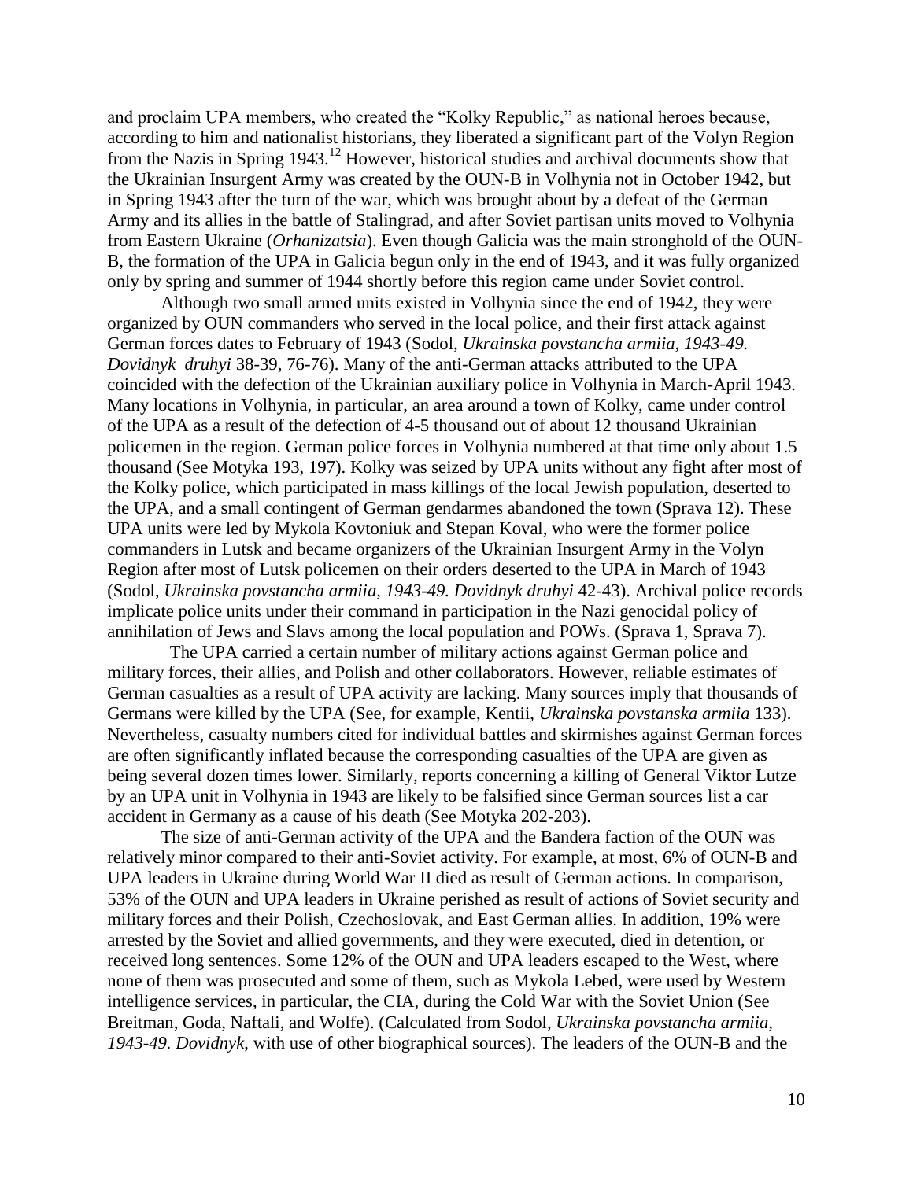and proclaim UPA members, who created the "Kolky Republic," as national heroes because, according to him and nationalist historians, they liberated a significant part of the Volyn Region from the Nazis in Spring 1943.[12] However, historical studies and archival documents show that the Ukrainian Insurgent Army was created by the OUN-B in Volhynia not in October 1942, but in Spring 1943 after the turn of the war, which was brought about by a defeat of the German Army and its allies in the battle of Stalingrad, and after Soviet partisan units moved to Volhynia from Eastern Ukraine (*Orhanizatsia*). Even though Galicia was the main stronghold of the OUN-B, the formation of the UPA in Galicia begun only in the end of 1943, and it was fully organized only by spring and summer of 1944 shortly before this region came under Soviet control.

Although two small armed units existed in Volhynia since the end of 1942, they were organized by OUN commanders who served in the local police, and their first attack against German forces dates to February of 1943 (Sodol, *Ukrainska povstancha armiia, 1943-49. Dovidnyk druhyi* 38-39, 76-76). Many of the anti-German attacks attributed to the UPA coincided with the defection of the Ukrainian auxiliary police in Volhynia in March-April 1943. Many locations in Volhynia, in particular, an area around a town of Kolky, came under control of the UPA as a result of the defection of 4-5 thousand out of about 12 thousand Ukrainian policemen in the region. German police forces in Volhynia numbered at that time only about 1.5 thousand (See Motyka 193, 197). Kolky was seized by UPA units without any fight after most of the Kolky police, which participated in mass killings of the local Jewish population, deserted to the UPA, and a small contingent of German gendarmes abandoned the town (Sprava 12). These UPA units were led by Mykola Kovtoniuk and Stepan Koval, who were the former police commanders in Lutsk and became organizers of the Ukrainian Insurgent Army in the Volyn Region after most of Lutsk policemen on their orders deserted to the UPA in March of 1943 (Sodol, *Ukrainska povstancha armiia, 1943-49. Dovidnyk druhyi* 42-43). Archival police records implicate police units under their command in participation in the Nazi genocidal policy of annihilation of Jews and Slavs among the local population and POWs. (Sprava 1, Sprava 7).

The UPA carried a certain number of military actions against German police and military forces, their allies, and Polish and other collaborators. However, reliable estimates of German casualties as a result of UPA activity are lacking. Many sources imply that thousands of Germans were killed by the UPA (See, for example, Kentii, *Ukrainska povstanska armiia* 133). Nevertheless, casualty numbers cited for individual battles and skirmishes against German forces are often significantly inflated because the corresponding casualties of the UPA are given as being several dozen times lower. Similarly, reports concerning a killing of General Viktor Lutze by an UPA unit in Volhynia in 1943 are likely to be falsified since German sources list a car accident in Germany as a cause of his death (See Motyka 202-203).

The size of anti-German activity of the UPA and the Bandera faction of the OUN was relatively minor compared to their anti-Soviet activity. For example, at most, 6% of OUN-B and UPA leaders in Ukraine during World War II died as result of German actions. In comparison, 53% of the OUN and UPA leaders in Ukraine perished as result of actions of Soviet security and military forces and their Polish, Czechoslovak, and East German allies. In addition, 19% were arrested by the Soviet and allied governments, and they were executed, died in detention, or received long sentences. Some 12% of the OUN and UPA leaders escaped to the West, where none of them was prosecuted and some of them, such as Mykola Lebed, were used by Western intelligence services, in particular, the CIA, during the Cold War with the Soviet Union (See Breitman, Goda, Naftali, and Wolfe). (Calculated from Sodol, *Ukrainska povstancha armiia, 1943-49. Dovidnyk*, with use of other biographical sources). The leaders of the OUN-B and the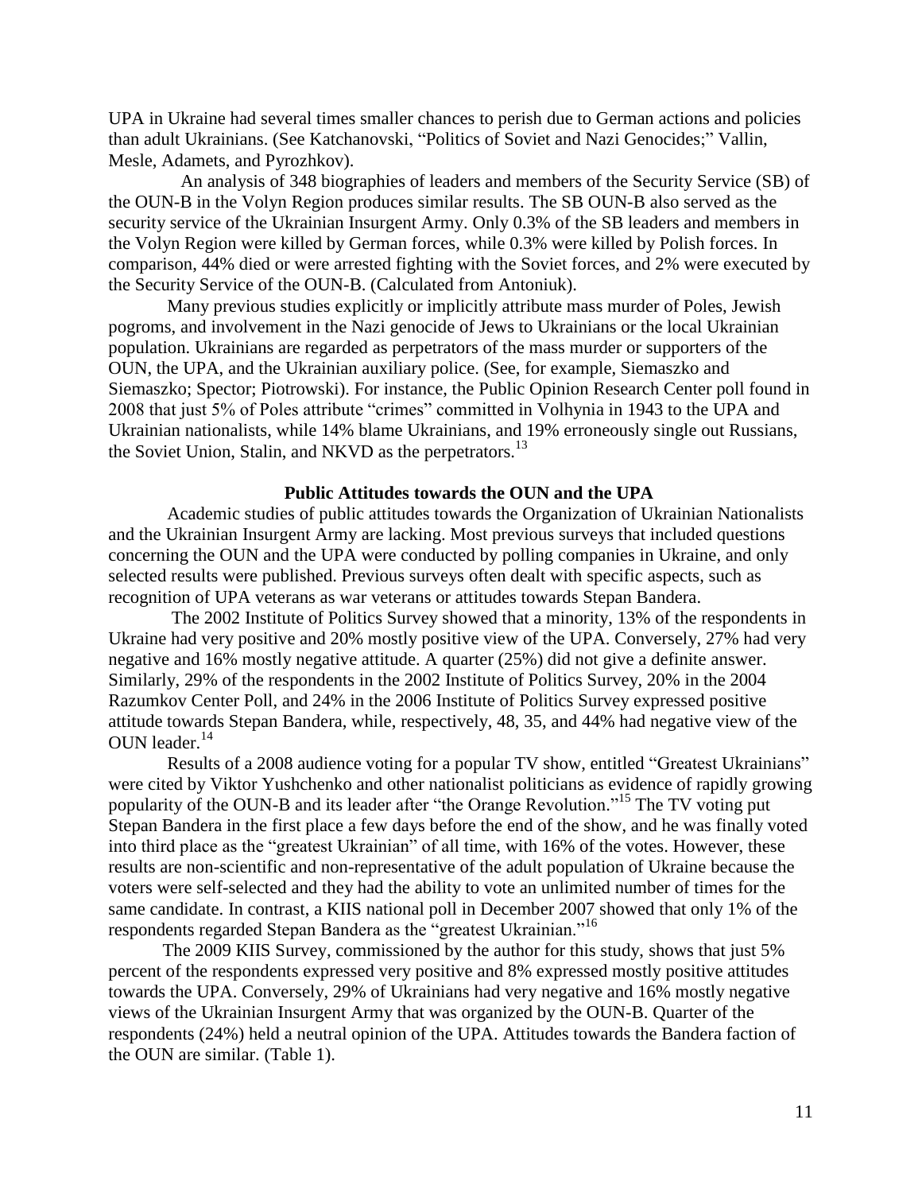UPA in Ukraine had several times smaller chances to perish due to German actions and policies than adult Ukrainians. (See Katchanovski, "Politics of Soviet and Nazi Genocides;" Vallin, Mesle, Adamets, and Pyrozhkov).

An analysis of 348 biographies of leaders and members of the Security Service (SB) of the OUN-B in the Volyn Region produces similar results. The SB OUN-B also served as the security service of the Ukrainian Insurgent Army. Only 0.3% of the SB leaders and members in the Volyn Region were killed by German forces, while 0.3% were killed by Polish forces. In comparison, 44% died or were arrested fighting with the Soviet forces, and 2% were executed by the Security Service of the OUN-B. (Calculated from Antoniuk).

Many previous studies explicitly or implicitly attribute mass murder of Poles, Jewish pogroms, and involvement in the Nazi genocide of Jews to Ukrainians or the local Ukrainian population. Ukrainians are regarded as perpetrators of the mass murder or supporters of the OUN, the UPA, and the Ukrainian auxiliary police. (See, for example, Siemaszko and Siemaszko; Spector; Piotrowski). For instance, the Public Opinion Research Center poll found in 2008 that just 5% of Poles attribute "crimes" committed in Volhynia in 1943 to the UPA and Ukrainian nationalists, while 14% blame Ukrainians, and 19% erroneously single out Russians, the Soviet Union, Stalin, and NKVD as the perpetrators.[13]

## Public Attitudes towards the OUN and the UPA

Academic studies of public attitudes towards the Organization of Ukrainian Nationalists and the Ukrainian Insurgent Army are lacking. Most previous surveys that included questions concerning the OUN and the UPA were conducted by polling companies in Ukraine, and only selected results were published. Previous surveys often dealt with specific aspects, such as recognition of UPA veterans as war veterans or attitudes towards Stepan Bandera.

The 2002 Institute of Politics Survey showed that a minority, 13% of the respondents in Ukraine had very positive and 20% mostly positive view of the UPA. Conversely, 27% had very negative and 16% mostly negative attitude. A quarter (25%) did not give a definite answer. Similarly, 29% of the respondents in the 2002 Institute of Politics Survey, 20% in the 2004 Razumkov Center Poll, and 24% in the 2006 Institute of Politics Survey expressed positive attitude towards Stepan Bandera, while, respectively, 48, 35, and 44% had negative view of the OUN leader.[14]

Results of a 2008 audience voting for a popular TV show, entitled "Greatest Ukrainians" were cited by Viktor Yushchenko and other nationalist politicians as evidence of rapidly growing popularity of the OUN-B and its leader after "the Orange Revolution."[15] The TV voting put Stepan Bandera in the first place a few days before the end of the show, and he was finally voted into third place as the "greatest Ukrainian" of all time, with 16% of the votes. However, these results are non-scientific and non-representative of the adult population of Ukraine because the voters were self-selected and they had the ability to vote an unlimited number of times for the same candidate. In contrast, a KIIS national poll in December 2007 showed that only 1% of the respondents regarded Stepan Bandera as the "greatest Ukrainian."[16]

The 2009 KIIS Survey, commissioned by the author for this study, shows that just 5% percent of the respondents expressed very positive and 8% expressed mostly positive attitudes towards the UPA. Conversely, 29% of Ukrainians had very negative and 16% mostly negative views of the Ukrainian Insurgent Army that was organized by the OUN-B. Quarter of the respondents (24%) held a neutral opinion of the UPA. Attitudes towards the Bandera faction of the OUN are similar. (Table 1).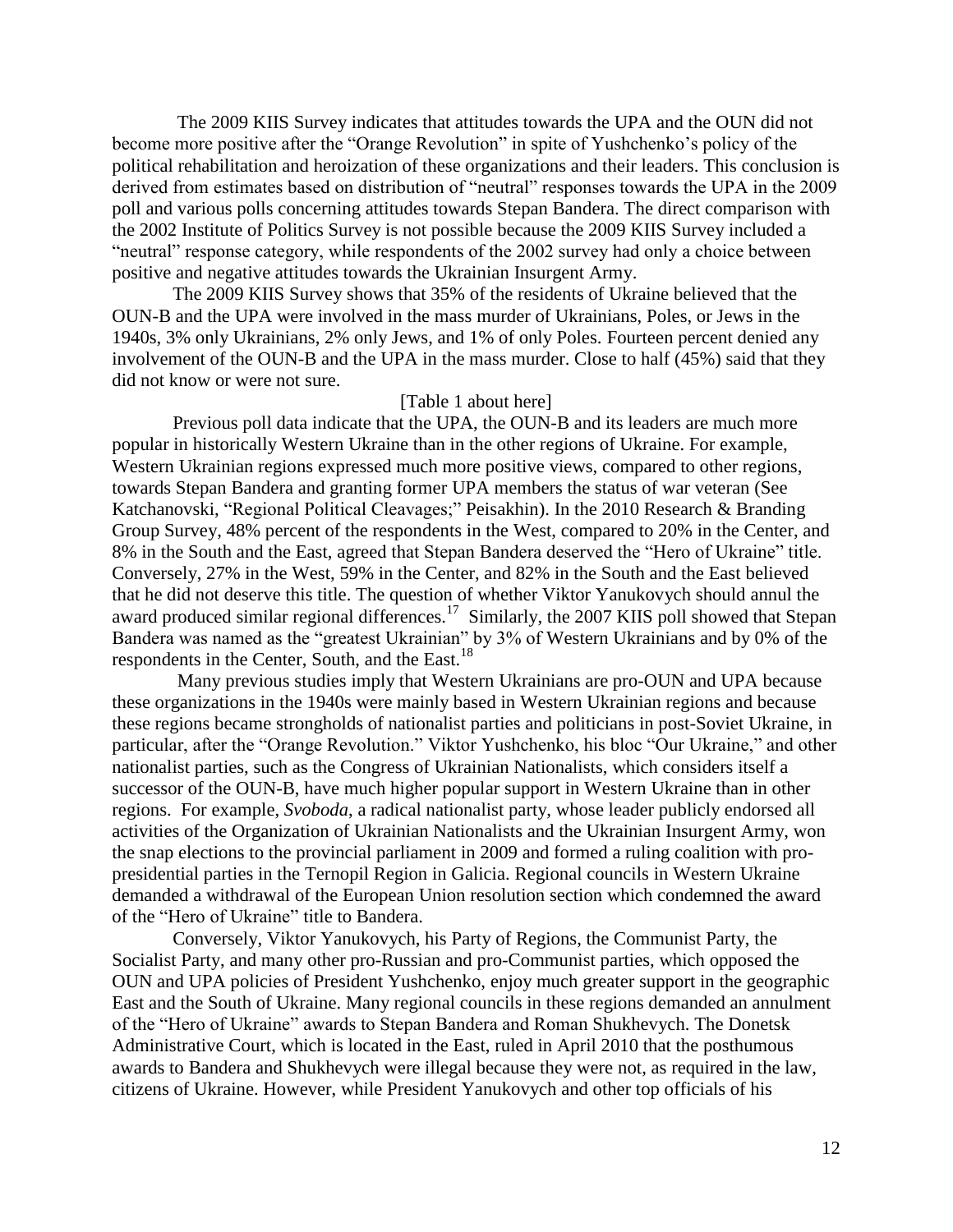The 2009 KIIS Survey indicates that attitudes towards the UPA and the OUN did not become more positive after the "Orange Revolution" in spite of Yushchenko's policy of the political rehabilitation and heroization of these organizations and their leaders. This conclusion is derived from estimates based on distribution of "neutral" responses towards the UPA in the 2009 poll and various polls concerning attitudes towards Stepan Bandera. The direct comparison with the 2002 Institute of Politics Survey is not possible because the 2009 KIIS Survey included a "neutral" response category, while respondents of the 2002 survey had only a choice between positive and negative attitudes towards the Ukrainian Insurgent Army.

The 2009 KIIS Survey shows that 35% of the residents of Ukraine believed that the OUN-B and the UPA were involved in the mass murder of Ukrainians, Poles, or Jews in the 1940s, 3% only Ukrainians, 2% only Jews, and 1% of only Poles. Fourteen percent denied any involvement of the OUN-B and the UPA in the mass murder. Close to half (45%) said that they did not know or were not sure.

[Table 1 about here]

Previous poll data indicate that the UPA, the OUN-B and its leaders are much more popular in historically Western Ukraine than in the other regions of Ukraine. For example, Western Ukrainian regions expressed much more positive views, compared to other regions, towards Stepan Bandera and granting former UPA members the status of war veteran (See Katchanovski, "Regional Political Cleavages;" Peisakhin). In the 2010 Research & Branding Group Survey, 48% percent of the respondents in the West, compared to 20% in the Center, and 8% in the South and the East, agreed that Stepan Bandera deserved the "Hero of Ukraine" title. Conversely, 27% in the West, 59% in the Center, and 82% in the South and the East believed that he did not deserve this title. The question of whether Viktor Yanukovych should annul the award produced similar regional differences.[17] Similarly, the 2007 KIIS poll showed that Stepan Bandera was named as the "greatest Ukrainian" by 3% of Western Ukrainians and by 0% of the respondents in the Center, South, and the East.[18]

Many previous studies imply that Western Ukrainians are pro-OUN and UPA because these organizations in the 1940s were mainly based in Western Ukrainian regions and because these regions became strongholds of nationalist parties and politicians in post-Soviet Ukraine, in particular, after the "Orange Revolution." Viktor Yushchenko, his bloc "Our Ukraine," and other nationalist parties, such as the Congress of Ukrainian Nationalists, which considers itself a successor of the OUN-B, have much higher popular support in Western Ukraine than in other regions. For example, *Svoboda*, a radical nationalist party, whose leader publicly endorsed all activities of the Organization of Ukrainian Nationalists and the Ukrainian Insurgent Army, won the snap elections to the provincial parliament in 2009 and formed a ruling coalition with pro-presidential parties in the Ternopil Region in Galicia. Regional councils in Western Ukraine demanded a withdrawal of the European Union resolution section which condemned the award of the "Hero of Ukraine" title to Bandera.

Conversely, Viktor Yanukovych, his Party of Regions, the Communist Party, the Socialist Party, and many other pro-Russian and pro-Communist parties, which opposed the OUN and UPA policies of President Yushchenko, enjoy much greater support in the geographic East and the South of Ukraine. Many regional councils in these regions demanded an annulment of the "Hero of Ukraine" awards to Stepan Bandera and Roman Shukhevych. The Donetsk Administrative Court, which is located in the East, ruled in April 2010 that the posthumous awards to Bandera and Shukhevych were illegal because they were not, as required in the law, citizens of Ukraine. However, while President Yanukovych and other top officials of his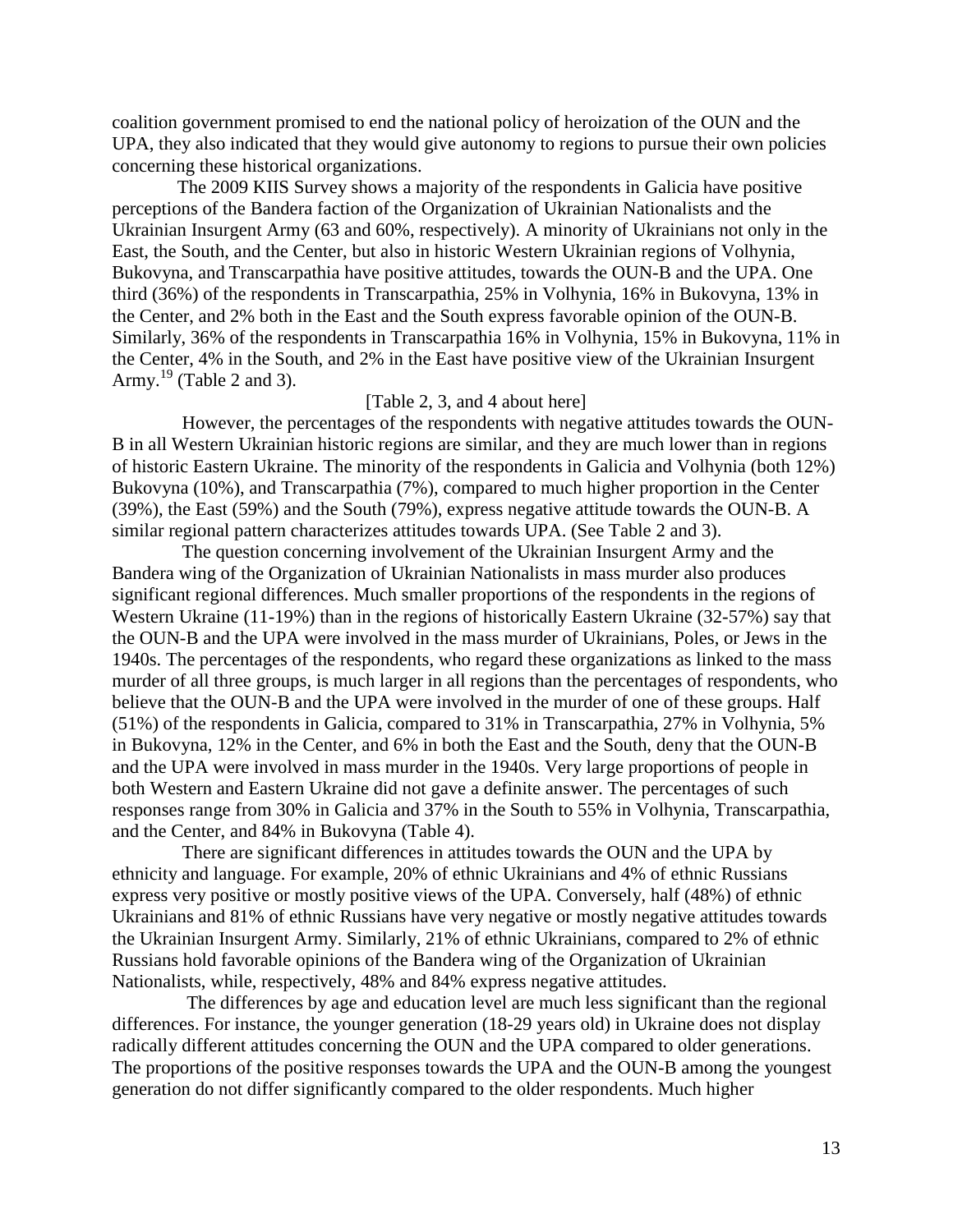coalition government promised to end the national policy of heroization of the OUN and the UPA, they also indicated that they would give autonomy to regions to pursue their own policies concerning these historical organizations.

The 2009 KIIS Survey shows a majority of the respondents in Galicia have positive perceptions of the Bandera faction of the Organization of Ukrainian Nationalists and the Ukrainian Insurgent Army (63 and 60%, respectively). A minority of Ukrainians not only in the East, the South, and the Center, but also in historic Western Ukrainian regions of Volhynia, Bukovyna, and Transcarpathia have positive attitudes, towards the OUN-B and the UPA. One third (36%) of the respondents in Transcarpathia, 25% in Volhynia, 16% in Bukovyna, 13% in the Center, and 2% both in the East and the South express favorable opinion of the OUN-B. Similarly, 36% of the respondents in Transcarpathia 16% in Volhynia, 15% in Bukovyna, 11% in the Center, 4% in the South, and 2% in the East have positive view of the Ukrainian Insurgent Army.[19] (Table 2 and 3).

[Table 2, 3, and 4 about here]

However, the percentages of the respondents with negative attitudes towards the OUN-B in all Western Ukrainian historic regions are similar, and they are much lower than in regions of historic Eastern Ukraine. The minority of the respondents in Galicia and Volhynia (both 12%) Bukovyna (10%), and Transcarpathia (7%), compared to much higher proportion in the Center (39%), the East (59%) and the South (79%), express negative attitude towards the OUN-B. A similar regional pattern characterizes attitudes towards UPA. (See Table 2 and 3).

The question concerning involvement of the Ukrainian Insurgent Army and the Bandera wing of the Organization of Ukrainian Nationalists in mass murder also produces significant regional differences. Much smaller proportions of the respondents in the regions of Western Ukraine (11-19%) than in the regions of historically Eastern Ukraine (32-57%) say that the OUN-B and the UPA were involved in the mass murder of Ukrainians, Poles, or Jews in the 1940s. The percentages of the respondents, who regard these organizations as linked to the mass murder of all three groups, is much larger in all regions than the percentages of respondents, who believe that the OUN-B and the UPA were involved in the murder of one of these groups. Half (51%) of the respondents in Galicia, compared to 31% in Transcarpathia, 27% in Volhynia, 5% in Bukovyna, 12% in the Center, and 6% in both the East and the South, deny that the OUN-B and the UPA were involved in mass murder in the 1940s. Very large proportions of people in both Western and Eastern Ukraine did not gave a definite answer. The percentages of such responses range from 30% in Galicia and 37% in the South to 55% in Volhynia, Transcarpathia, and the Center, and 84% in Bukovyna (Table 4).

There are significant differences in attitudes towards the OUN and the UPA by ethnicity and language. For example, 20% of ethnic Ukrainians and 4% of ethnic Russians express very positive or mostly positive views of the UPA. Conversely, half (48%) of ethnic Ukrainians and 81% of ethnic Russians have very negative or mostly negative attitudes towards the Ukrainian Insurgent Army. Similarly, 21% of ethnic Ukrainians, compared to 2% of ethnic Russians hold favorable opinions of the Bandera wing of the Organization of Ukrainian Nationalists, while, respectively, 48% and 84% express negative attitudes.

The differences by age and education level are much less significant than the regional differences. For instance, the younger generation (18-29 years old) in Ukraine does not display radically different attitudes concerning the OUN and the UPA compared to older generations. The proportions of the positive responses towards the UPA and the OUN-B among the youngest generation do not differ significantly compared to the older respondents. Much higher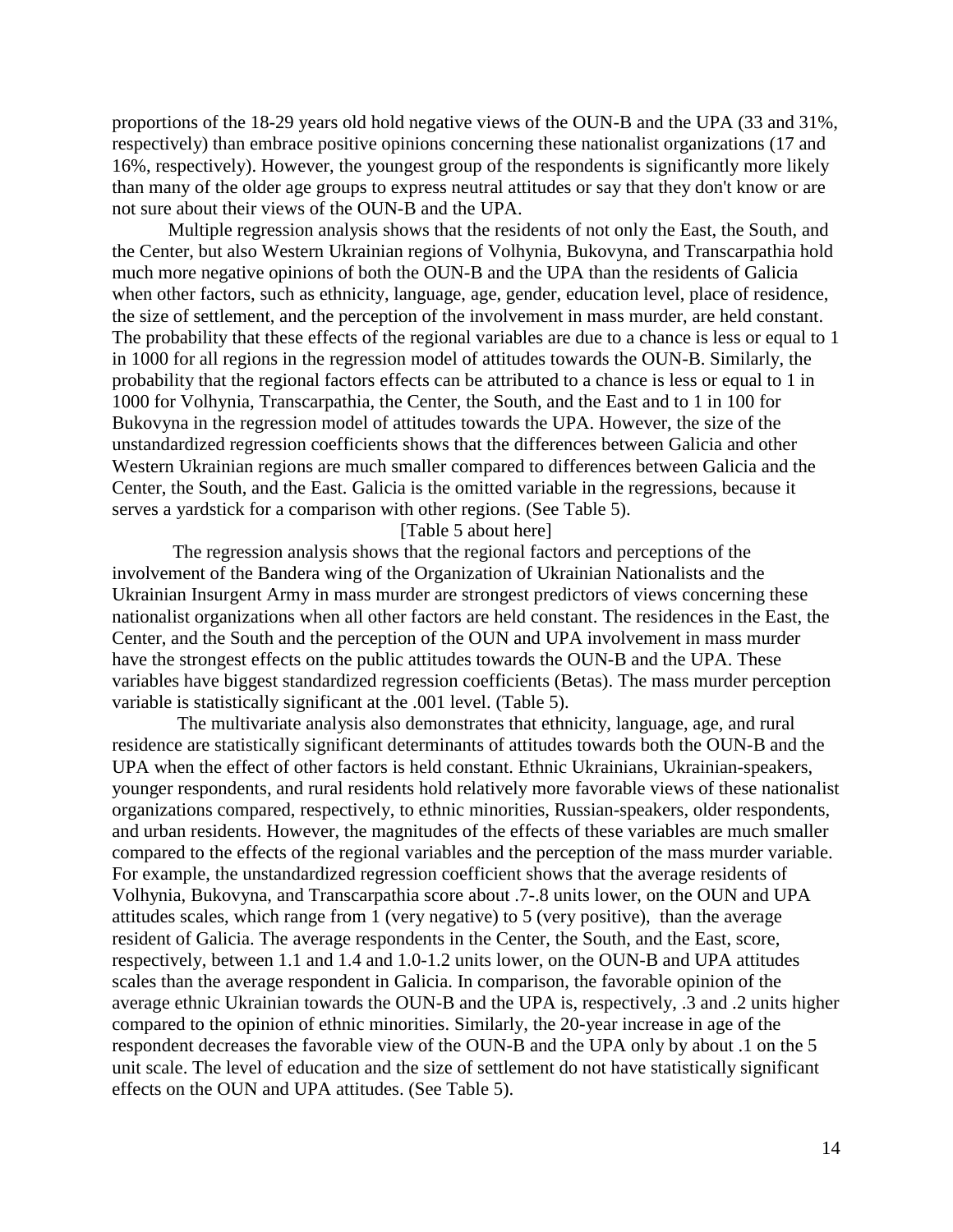proportions of the 18-29 years old hold negative views of the OUN-B and the UPA (33 and 31%, respectively) than embrace positive opinions concerning these nationalist organizations (17 and 16%, respectively). However, the youngest group of the respondents is significantly more likely than many of the older age groups to express neutral attitudes or say that they don't know or are not sure about their views of the OUN-B and the UPA.

Multiple regression analysis shows that the residents of not only the East, the South, and the Center, but also Western Ukrainian regions of Volhynia, Bukovyna, and Transcarpathia hold much more negative opinions of both the OUN-B and the UPA than the residents of Galicia when other factors, such as ethnicity, language, age, gender, education level, place of residence, the size of settlement, and the perception of the involvement in mass murder, are held constant. The probability that these effects of the regional variables are due to a chance is less or equal to 1 in 1000 for all regions in the regression model of attitudes towards the OUN-B. Similarly, the probability that the regional factors effects can be attributed to a chance is less or equal to 1 in 1000 for Volhynia, Transcarpathia, the Center, the South, and the East and to 1 in 100 for Bukovyna in the regression model of attitudes towards the UPA. However, the size of the unstandardized regression coefficients shows that the differences between Galicia and other Western Ukrainian regions are much smaller compared to differences between Galicia and the Center, the South, and the East. Galicia is the omitted variable in the regressions, because it serves a yardstick for a comparison with other regions. (See Table 5).

[Table 5 about here]

The regression analysis shows that the regional factors and perceptions of the involvement of the Bandera wing of the Organization of Ukrainian Nationalists and the Ukrainian Insurgent Army in mass murder are strongest predictors of views concerning these nationalist organizations when all other factors are held constant. The residences in the East, the Center, and the South and the perception of the OUN and UPA involvement in mass murder have the strongest effects on the public attitudes towards the OUN-B and the UPA. These variables have biggest standardized regression coefficients (Betas). The mass murder perception variable is statistically significant at the .001 level. (Table 5).

The multivariate analysis also demonstrates that ethnicity, language, age, and rural residence are statistically significant determinants of attitudes towards both the OUN-B and the UPA when the effect of other factors is held constant. Ethnic Ukrainians, Ukrainian-speakers, younger respondents, and rural residents hold relatively more favorable views of these nationalist organizations compared, respectively, to ethnic minorities, Russian-speakers, older respondents, and urban residents. However, the magnitudes of the effects of these variables are much smaller compared to the effects of the regional variables and the perception of the mass murder variable. For example, the unstandardized regression coefficient shows that the average residents of Volhynia, Bukovyna, and Transcarpathia score about .7-.8 units lower, on the OUN and UPA attitudes scales, which range from 1 (very negative) to 5 (very positive), than the average resident of Galicia. The average respondents in the Center, the South, and the East, score, respectively, between 1.1 and 1.4 and 1.0-1.2 units lower, on the OUN-B and UPA attitudes scales than the average respondent in Galicia. In comparison, the favorable opinion of the average ethnic Ukrainian towards the OUN-B and the UPA is, respectively, .3 and .2 units higher compared to the opinion of ethnic minorities. Similarly, the 20-year increase in age of the respondent decreases the favorable view of the OUN-B and the UPA only by about .1 on the 5 unit scale. The level of education and the size of settlement do not have statistically significant effects on the OUN and UPA attitudes. (See Table 5).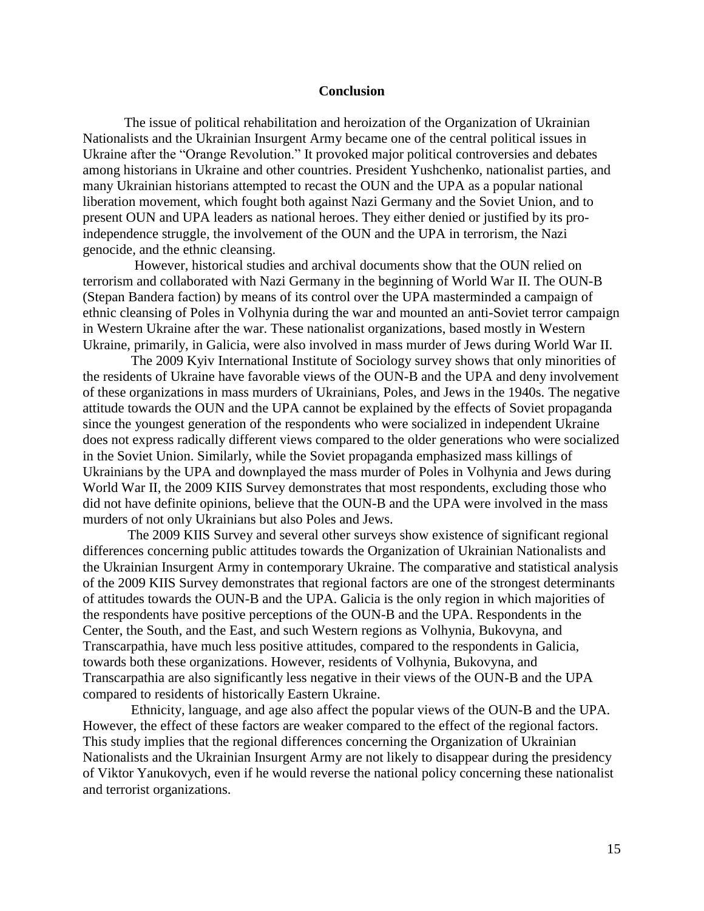## Conclusion

The issue of political rehabilitation and heroization of the Organization of Ukrainian Nationalists and the Ukrainian Insurgent Army became one of the central political issues in Ukraine after the "Orange Revolution." It provoked major political controversies and debates among historians in Ukraine and other countries. President Yushchenko, nationalist parties, and many Ukrainian historians attempted to recast the OUN and the UPA as a popular national liberation movement, which fought both against Nazi Germany and the Soviet Union, and to present OUN and UPA leaders as national heroes. They either denied or justified by its pro-independence struggle, the involvement of the OUN and the UPA in terrorism, the Nazi genocide, and the ethnic cleansing.

However, historical studies and archival documents show that the OUN relied on terrorism and collaborated with Nazi Germany in the beginning of World War II. The OUN-B (Stepan Bandera faction) by means of its control over the UPA masterminded a campaign of ethnic cleansing of Poles in Volhynia during the war and mounted an anti-Soviet terror campaign in Western Ukraine after the war. These nationalist organizations, based mostly in Western Ukraine, primarily, in Galicia, were also involved in mass murder of Jews during World War II.

The 2009 Kyiv International Institute of Sociology survey shows that only minorities of the residents of Ukraine have favorable views of the OUN-B and the UPA and deny involvement of these organizations in mass murders of Ukrainians, Poles, and Jews in the 1940s. The negative attitude towards the OUN and the UPA cannot be explained by the effects of Soviet propaganda since the youngest generation of the respondents who were socialized in independent Ukraine does not express radically different views compared to the older generations who were socialized in the Soviet Union. Similarly, while the Soviet propaganda emphasized mass killings of Ukrainians by the UPA and downplayed the mass murder of Poles in Volhynia and Jews during World War II, the 2009 KIIS Survey demonstrates that most respondents, excluding those who did not have definite opinions, believe that the OUN-B and the UPA were involved in the mass murders of not only Ukrainians but also Poles and Jews.

The 2009 KIIS Survey and several other surveys show existence of significant regional differences concerning public attitudes towards the Organization of Ukrainian Nationalists and the Ukrainian Insurgent Army in contemporary Ukraine. The comparative and statistical analysis of the 2009 KIIS Survey demonstrates that regional factors are one of the strongest determinants of attitudes towards the OUN-B and the UPA. Galicia is the only region in which majorities of the respondents have positive perceptions of the OUN-B and the UPA. Respondents in the Center, the South, and the East, and such Western regions as Volhynia, Bukovyna, and Transcarpathia, have much less positive attitudes, compared to the respondents in Galicia, towards both these organizations. However, residents of Volhynia, Bukovyna, and Transcarpathia are also significantly less negative in their views of the OUN-B and the UPA compared to residents of historically Eastern Ukraine.

Ethnicity, language, and age also affect the popular views of the OUN-B and the UPA. However, the effect of these factors are weaker compared to the effect of the regional factors. This study implies that the regional differences concerning the Organization of Ukrainian Nationalists and the Ukrainian Insurgent Army are not likely to disappear during the presidency of Viktor Yanukovych, even if he would reverse the national policy concerning these nationalist and terrorist organizations.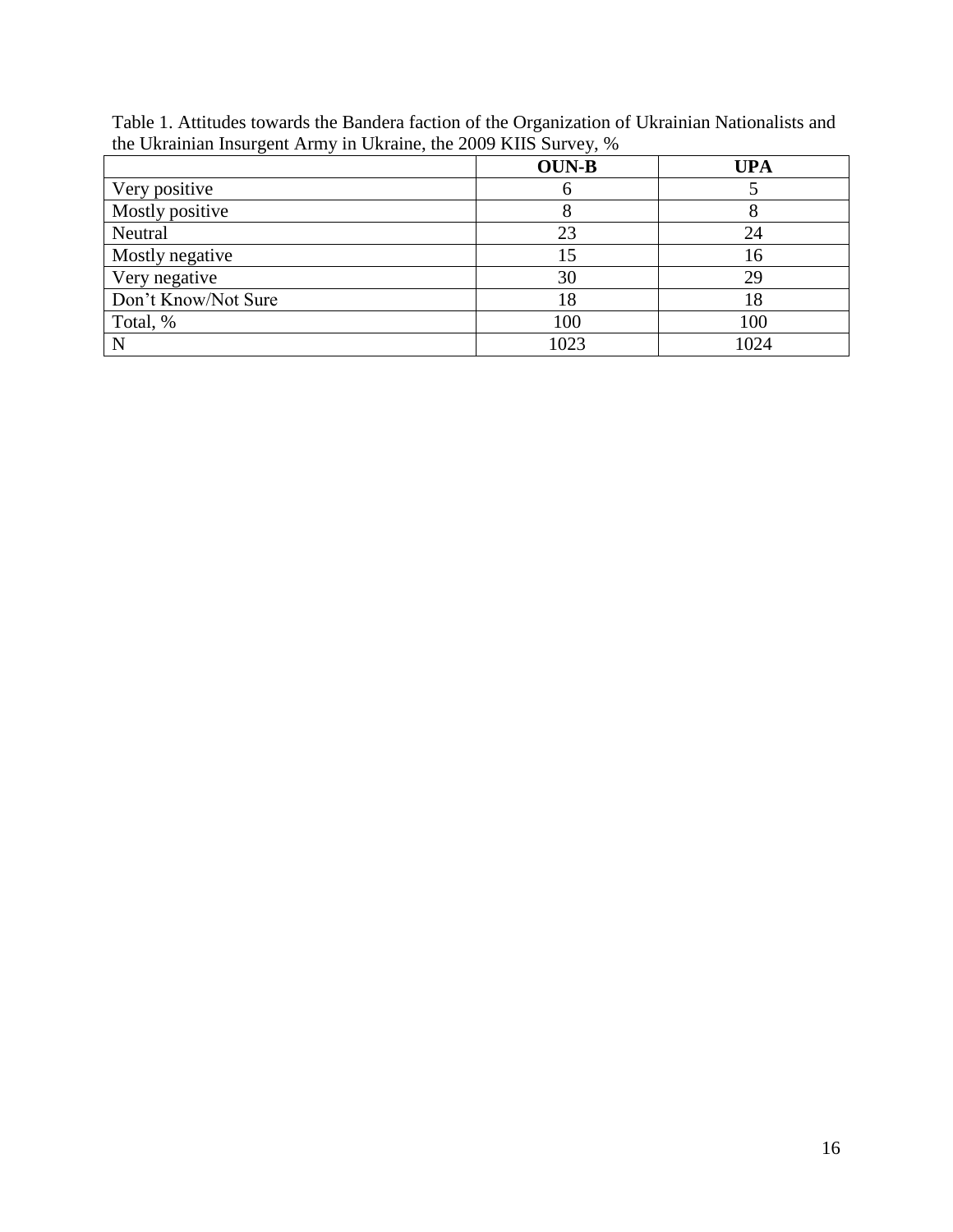Table 1. Attitudes towards the Bandera faction of the Organization of Ukrainian Nationalists and the Ukrainian Insurgent Army in Ukraine, the 2009 KIIS Survey, %

| | **OUN-B** | **UPA** |
|---|---|---|
| Very positive | 6 | 5 |
| Mostly positive | 8 | 8 |
| Neutral | 23 | 24 |
| Mostly negative | 15 | 16 |
| Very negative | 30 | 29 |
| Don't Know/Not Sure | 18 | 18 |
| Total, % | 100 | 100 |
| N | 1023 | 1024 |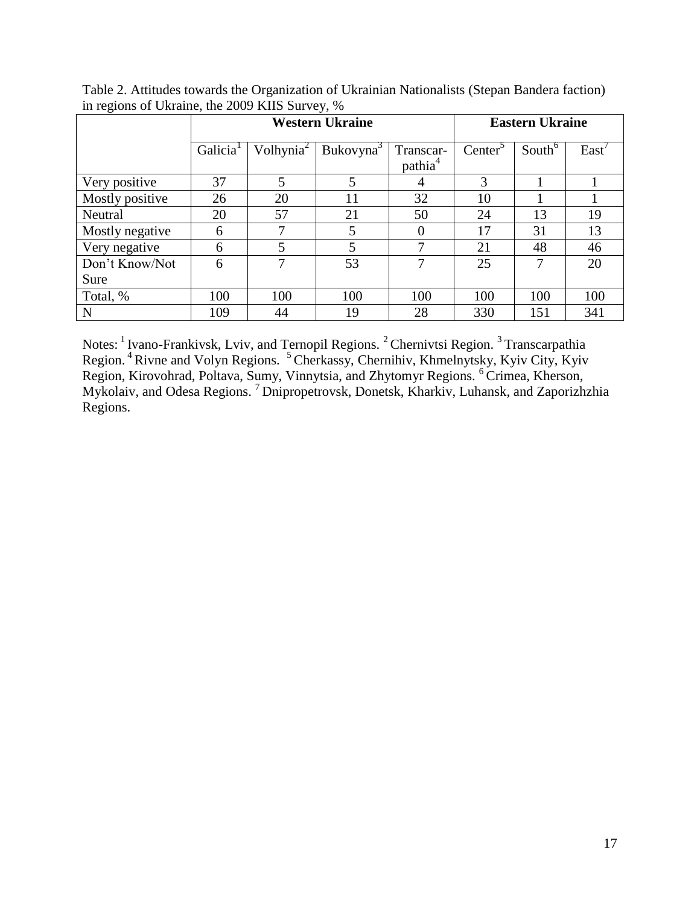Table 2. Attitudes towards the Organization of Ukrainian Nationalists (Stepan Bandera faction) in regions of Ukraine, the 2009 KIIS Survey, %

| | Western Ukraine | | | | Eastern Ukraine | | |
|---|---|---|---|---|---|---|---|
| | Galicia[1] | Volhynia[2] | Bukovyna[3] | Transcar-pathia[4] | Center[5] | South[6] | East[7] |
| Very positive | 37 | 5 | 5 | 4 | 3 | 1 | 1 |
| Mostly positive | 26 | 20 | 11 | 32 | 10 | 1 | 1 |
| Neutral | 20 | 57 | 21 | 50 | 24 | 13 | 19 |
| Mostly negative | 6 | 7 | 5 | 0 | 17 | 31 | 13 |
| Very negative | 6 | 5 | 5 | 7 | 21 | 48 | 46 |
| Don't Know/Not Sure | 6 | 7 | 53 | 7 | 25 | 7 | 20 |
| Total, % | 100 | 100 | 100 | 100 | 100 | 100 | 100 |
| N | 109 | 44 | 19 | 28 | 330 | 151 | 341 |

Notes: [1] Ivano-Frankivsk, Lviv, and Ternopil Regions. [2] Chernivtsi Region. [3] Transcarpathia Region. [4] Rivne and Volyn Regions. [5] Cherkassy, Chernihiv, Khmelnytsky, Kyiv City, Kyiv Region, Kirovohrad, Poltava, Sumy, Vinnytsia, and Zhytomyr Regions. [6] Crimea, Kherson, Mykolaiv, and Odesa Regions. [7] Dnipropetrovsk, Donetsk, Kharkiv, Luhansk, and Zaporizhzhia Regions.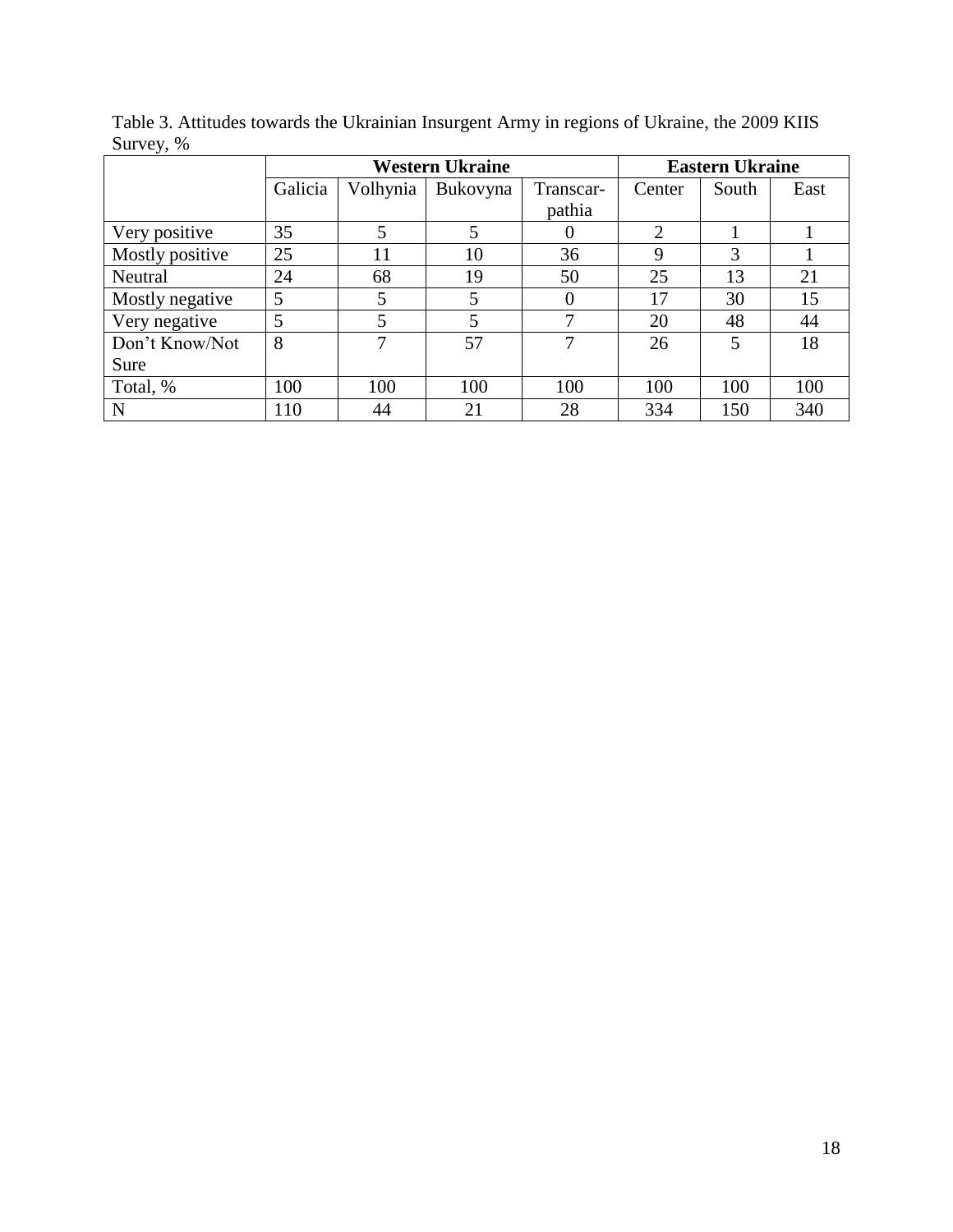Table 3. Attitudes towards the Ukrainian Insurgent Army in regions of Ukraine, the 2009 KIIS Survey, %

| | Western Ukraine | | | | Eastern Ukraine | | |
|---|---|---|---|---|---|---|---|
| | Galicia | Volhynia | Bukovyna | Transcar-pathia | Center | South | East |
| Very positive | 35 | 5 | 5 | 0 | 2 | 1 | 1 |
| Mostly positive | 25 | 11 | 10 | 36 | 9 | 3 | 1 |
| Neutral | 24 | 68 | 19 | 50 | 25 | 13 | 21 |
| Mostly negative | 5 | 5 | 5 | 0 | 17 | 30 | 15 |
| Very negative | 5 | 5 | 5 | 7 | 20 | 48 | 44 |
| Don't Know/Not Sure | 8 | 7 | 57 | 7 | 26 | 5 | 18 |
| Total, % | 100 | 100 | 100 | 100 | 100 | 100 | 100 |
| N | 110 | 44 | 21 | 28 | 334 | 150 | 340 |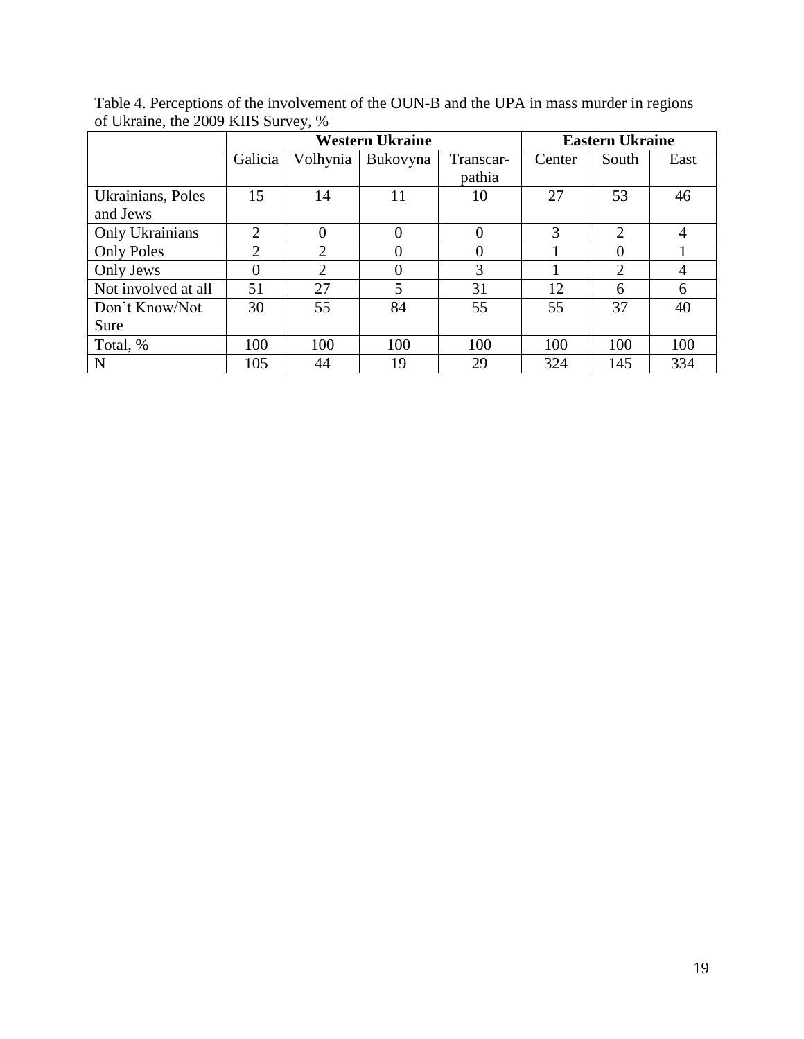Table 4. Perceptions of the involvement of the OUN-B and the UPA in mass murder in regions of Ukraine, the 2009 KIIS Survey, %

| | **Western Ukraine** | | | | **Eastern Ukraine** | | |
|---|---|---|---|---|---|---|---|
| | Galicia | Volhynia | Bukovyna | Transcar-pathia | Center | South | East |
| Ukrainians, Poles and Jews | 15 | 14 | 11 | 10 | 27 | 53 | 46 |
| Only Ukrainians | 2 | 0 | 0 | 0 | 3 | 2 | 4 |
| Only Poles | 2 | 2 | 0 | 0 | 1 | 0 | 1 |
| Only Jews | 0 | 2 | 0 | 3 | 1 | 2 | 4 |
| Not involved at all | 51 | 27 | 5 | 31 | 12 | 6 | 6 |
| Don't Know/Not Sure | 30 | 55 | 84 | 55 | 55 | 37 | 40 |
| Total, % | 100 | 100 | 100 | 100 | 100 | 100 | 100 |
| N | 105 | 44 | 19 | 29 | 324 | 145 | 334 |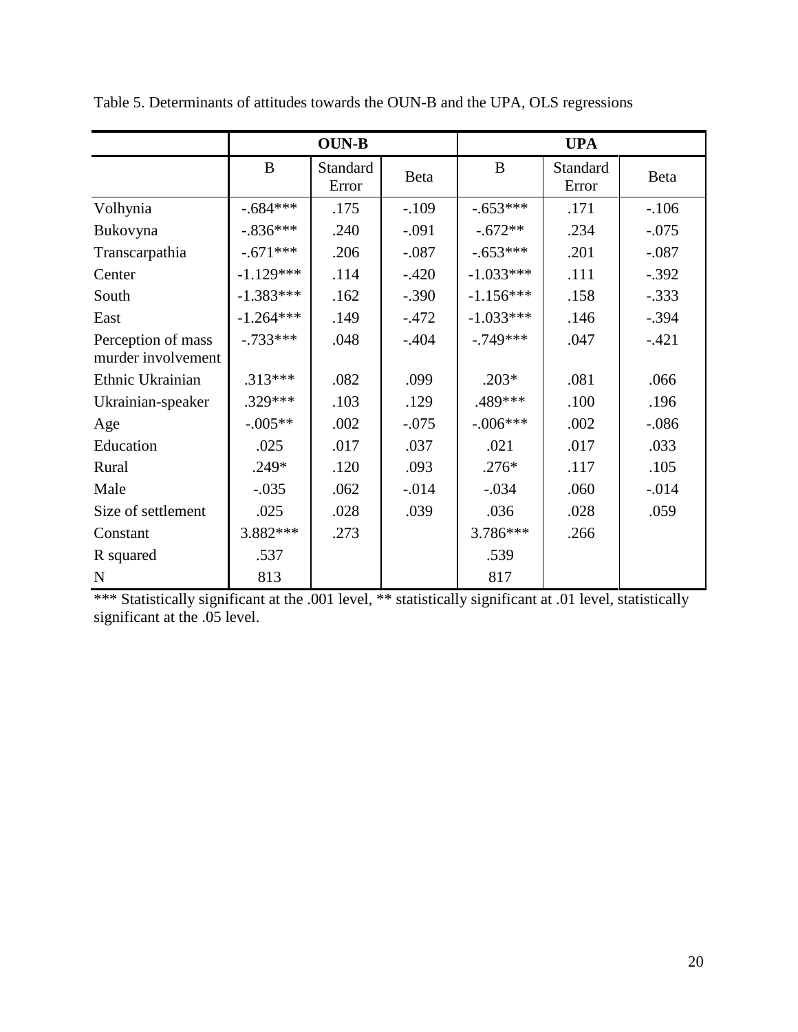Table 5. Determinants of attitudes towards the OUN-B and the UPA, OLS regressions

| | **OUN-B** | | | **UPA** | | |
|---|---|---|---|---|---|---|
| | B | Standard Error | Beta | B | Standard Error | Beta |
| Volhynia | -.684*** | .175 | -.109 | -.653*** | .171 | -.106 |
| Bukovyna | -.836*** | .240 | -.091 | -.672** | .234 | -.075 |
| Transcarpathia | -.671*** | .206 | -.087 | -.653*** | .201 | -.087 |
| Center | -1.129*** | .114 | -.420 | -1.033*** | .111 | -.392 |
| South | -1.383*** | .162 | -.390 | -1.156*** | .158 | -.333 |
| East | -1.264*** | .149 | -.472 | -1.033*** | .146 | -.394 |
| Perception of mass murder involvement | -.733*** | .048 | -.404 | -.749*** | .047 | -.421 |
| Ethnic Ukrainian | .313*** | .082 | .099 | .203* | .081 | .066 |
| Ukrainian-speaker | .329*** | .103 | .129 | .489*** | .100 | .196 |
| Age | -.005** | .002 | -.075 | -.006*** | .002 | -.086 |
| Education | .025 | .017 | .037 | .021 | .017 | .033 |
| Rural | .249* | .120 | .093 | .276* | .117 | .105 |
| Male | -.035 | .062 | -.014 | -.034 | .060 | -.014 |
| Size of settlement | .025 | .028 | .039 | .036 | .028 | .059 |
| Constant | 3.882*** | .273 | | 3.786*** | .266 | |
| R squared | .537 | | | .539 | | |
| N | 813 | | | 817 | | |

*** Statistically significant at the .001 level, ** statistically significant at .01 level, statistically significant at the .05 level.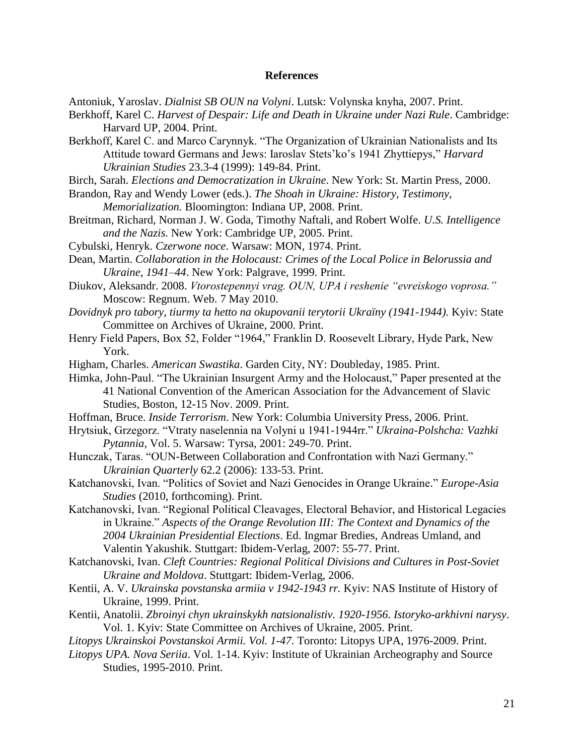## References

Antoniuk, Yaroslav. *Dialnist SB OUN na Volyni*. Lutsk: Volynska knyha, 2007. Print.

Berkhoff, Karel C. *Harvest of Despair: Life and Death in Ukraine under Nazi Rule*. Cambridge: Harvard UP, 2004. Print.

Berkhoff, Karel C. and Marco Carynnyk. "The Organization of Ukrainian Nationalists and Its Attitude toward Germans and Jews: Iaroslav Stets'ko's 1941 Zhyttiepys," *Harvard Ukrainian Studies* 23.3-4 (1999): 149-84. Print.

Birch, Sarah. *Elections and Democratization in Ukraine*. New York: St. Martin Press, 2000.

Brandon, Ray and Wendy Lower (eds.). *The Shoah in Ukraine: History, Testimony, Memorialization.* Bloomington: Indiana UP, 2008. Print.

Breitman, Richard, Norman J. W. Goda, Timothy Naftali, and Robert Wolfe. *U.S. Intelligence and the Nazis*. New York: Cambridge UP, 2005. Print.

Cybulski, Henryk. *Czerwone noce*. Warsaw: MON, 1974. Print.

Dean, Martin. *Collaboration in the Holocaust: Crimes of the Local Police in Belorussia and Ukraine, 1941–44*. New York: Palgrave, 1999. Print.

Diukov, Aleksandr. 2008. *Vtorostepennyi vrag. OUN, UPA i reshenie "evreiskogo voprosa."* Moscow: Regnum. Web. 7 May 2010.

*Dovidnyk pro tabory, tiurmy ta hetto na okupovanii terytorii Ukraïny (1941-1944)*. Kyiv: State Committee on Archives of Ukraine, 2000. Print.

Henry Field Papers, Box 52, Folder "1964," Franklin D. Roosevelt Library, Hyde Park, New York.

Higham, Charles. *American Swastika*. Garden City, NY: Doubleday, 1985. Print.

Himka, John-Paul. "The Ukrainian Insurgent Army and the Holocaust," Paper presented at the 41 National Convention of the American Association for the Advancement of Slavic Studies, Boston, 12-15 Nov. 2009. Print.

Hoffman, Bruce. *Inside Terrorism*. New York: Columbia University Press, 2006. Print.

Hrytsiuk, Grzegorz. "Vtraty naselennia na Volyni u 1941-1944rr." *Ukraina-Polshcha: Vazhki Pytannia*, Vol. 5. Warsaw: Tyrsa, 2001: 249-70. Print.

Hunczak, Taras. "OUN-Between Collaboration and Confrontation with Nazi Germany." *Ukrainian Quarterly* 62.2 (2006): 133-53. Print.

Katchanovski, Ivan. "Politics of Soviet and Nazi Genocides in Orange Ukraine." *Europe-Asia Studies* (2010, forthcoming). Print.

Katchanovski, Ivan. "Regional Political Cleavages, Electoral Behavior, and Historical Legacies in Ukraine." *Aspects of the Orange Revolution III: The Context and Dynamics of the 2004 Ukrainian Presidential Elections*. Ed. Ingmar Bredies, Andreas Umland, and Valentin Yakushik. Stuttgart: Ibidem-Verlag, 2007: 55-77. Print.

Katchanovski, Ivan. *Cleft Countries: Regional Political Divisions and Cultures in Post-Soviet Ukraine and Moldova*. Stuttgart: Ibidem-Verlag, 2006.

Kentii, A. V. *Ukrainska povstanska armiia v 1942-1943 rr.* Kyiv: NAS Institute of History of Ukraine, 1999. Print.

Kentii, Anatolii. *Zbroinyi chyn ukrainskykh natsionalistiv. 1920-1956. Istoryko-arkhivni narysy*. Vol. 1. Kyiv: State Committee on Archives of Ukraine, 2005. Print.

*Litopys Ukrainskoi Povstanskoi Armii. Vol. 1-47*. Toronto: Litopys UPA, 1976-2009. Print.

*Litopys UPA. Nova Seriia*. Vol. 1-14. Kyiv: Institute of Ukrainian Archeography and Source Studies, 1995-2010. Print.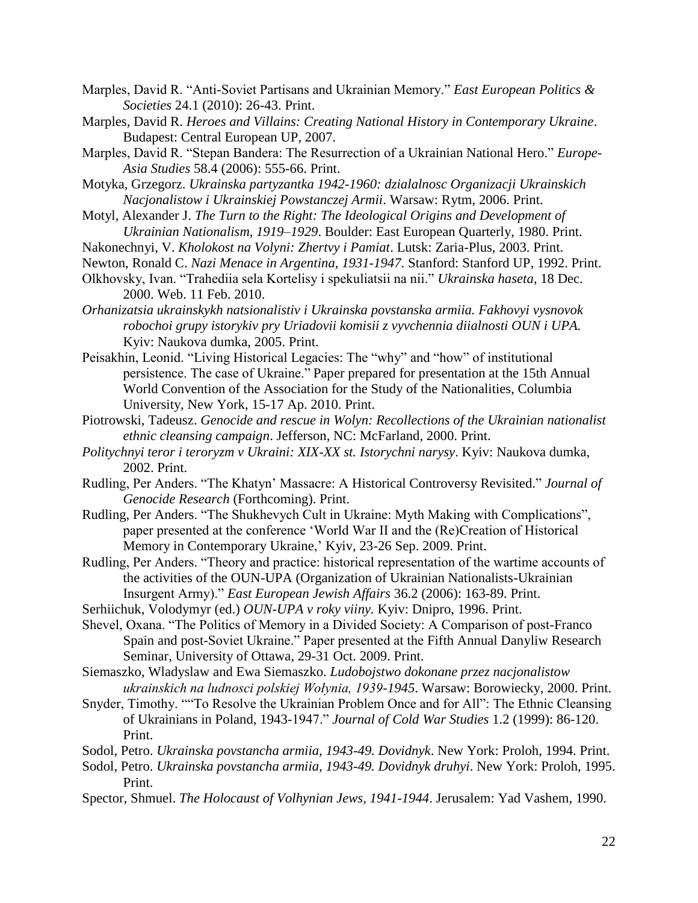Marples, David R. "Anti-Soviet Partisans and Ukrainian Memory." *East European Politics & Societies* 24.1 (2010): 26-43. Print.

Marples, David R. *Heroes and Villains: Creating National History in Contemporary Ukraine*. Budapest: Central European UP, 2007.

Marples, David R. "Stepan Bandera: The Resurrection of a Ukrainian National Hero." *Europe-Asia Studies* 58.4 (2006): 555-66. Print.

Motyka, Grzegorz. *Ukrainska partyzantka 1942-1960: dzialalnosc Organizacji Ukrainskich Nacjonalistow i Ukrainskiej Powstanczej Armii*. Warsaw: Rytm, 2006. Print.

Motyl, Alexander J. *The Turn to the Right: The Ideological Origins and Development of Ukrainian Nationalism, 1919–1929*. Boulder: East European Quarterly, 1980. Print.

Nakonechnyi, V. *Kholokost na Volyni: Zhertvy i Pamiat*. Lutsk: Zaria-Plus, 2003. Print.

Newton, Ronald C. *Nazi Menace in Argentina, 1931-1947*. Stanford: Stanford UP, 1992. Print.

Olkhovsky, Ivan. "Trahediia sela Kortelisy i spekuliatsii na nii." *Ukrainska haseta*, 18 Dec. 2000. Web. 11 Feb. 2010.

*Orhanizatsia ukrainskykh natsionalistiv i Ukrainska povstanska armiia. Fakhovyi vysnovok robochoi grupy istorykiv pry Uriadovii komisii z vyvchennia diialnosti OUN i UPA.* Kyiv: Naukova dumka, 2005. Print.

Peisakhin, Leonid. "Living Historical Legacies: The "why" and "how" of institutional persistence. The case of Ukraine." Paper prepared for presentation at the 15th Annual World Convention of the Association for the Study of the Nationalities, Columbia University, New York, 15-17 Ap. 2010. Print.

Piotrowski, Tadeusz. *Genocide and rescue in Wolyn: Recollections of the Ukrainian nationalist ethnic cleansing campaign*. Jefferson, NC: McFarland, 2000. Print.

*Politychnyi teror i teroryzm v Ukraini: XIX-XX st. Istorychni narysy*. Kyiv: Naukova dumka, 2002. Print.

Rudling, Per Anders. "The Khatyn' Massacre: A Historical Controversy Revisited." *Journal of Genocide Research* (Forthcoming). Print.

Rudling, Per Anders. "The Shukhevych Cult in Ukraine: Myth Making with Complications", paper presented at the conference 'World War II and the (Re)Creation of Historical Memory in Contemporary Ukraine,' Kyiv, 23-26 Sep. 2009. Print.

Rudling, Per Anders. "Theory and practice: historical representation of the wartime accounts of the activities of the OUN-UPA (Organization of Ukrainian Nationalists-Ukrainian Insurgent Army)." *East European Jewish Affairs* 36.2 (2006): 163-89. Print.

Serhiichuk, Volodymyr (ed.) *OUN-UPA v roky viiny.* Kyiv: Dnipro, 1996. Print.

Shevel, Oxana. "The Politics of Memory in a Divided Society: A Comparison of post-Franco Spain and post-Soviet Ukraine." Paper presented at the Fifth Annual Danyliw Research Seminar, University of Ottawa, 29-31 Oct. 2009. Print.

Siemaszko, Wladyslaw and Ewa Siemaszko. *Ludobojstwo dokonane przez nacjonalistow ukrainskich na ludnosci polskiej Wołynia, 1939-1945*. Warsaw: Borowiecky, 2000. Print.

Snyder, Timothy. ""To Resolve the Ukrainian Problem Once and for All": The Ethnic Cleansing of Ukrainians in Poland, 1943-1947." *Journal of Cold War Studies* 1.2 (1999): 86-120. Print.

Sodol, Petro. *Ukrainska povstancha armiia, 1943-49. Dovidnyk*. New York: Proloh, 1994. Print.

Sodol, Petro. *Ukrainska povstancha armiia, 1943-49. Dovidnyk druhyi*. New York: Proloh, 1995. Print.

Spector, Shmuel. *The Holocaust of Volhynian Jews, 1941-1944*. Jerusalem: Yad Vashem, 1990.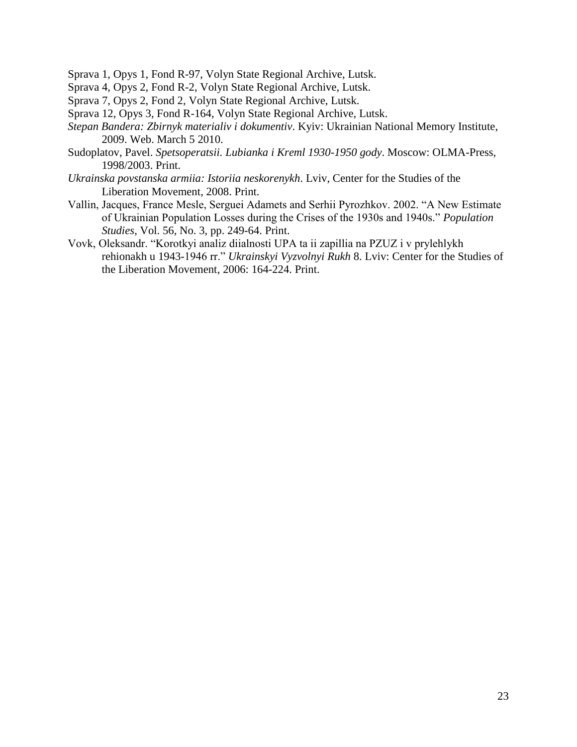Sprava 1, Opys 1, Fond R-97, Volyn State Regional Archive, Lutsk.

Sprava 4, Opys 2, Fond R-2, Volyn State Regional Archive, Lutsk.

Sprava 7, Opys 2, Fond 2, Volyn State Regional Archive, Lutsk.

Sprava 12, Opys 3, Fond R-164, Volyn State Regional Archive, Lutsk.

*Stepan Bandera: Zbirnyk materialiv i dokumentiv*. Kyiv: Ukrainian National Memory Institute, 2009. Web. March 5 2010.

Sudoplatov, Pavel. *Spetsoperatsii. Lubianka i Kreml 1930-1950 gody*. Moscow: OLMA-Press, 1998/2003. Print.

*Ukrainska povstanska armiia: Istoriia neskorenykh*. Lviv, Center for the Studies of the Liberation Movement, 2008. Print.

Vallin, Jacques, France Mesle, Serguei Adamets and Serhii Pyrozhkov. 2002. "A New Estimate of Ukrainian Population Losses during the Crises of the 1930s and 1940s." *Population Studies*, Vol. 56, No. 3, pp. 249-64. Print.

Vovk, Oleksandr. "Korotkyi analiz diialnosti UPA ta ii zapillia na PZUZ i v prylehlykh rehionakh u 1943-1946 rr." *Ukrainskyi Vyzvolnyi Rukh* 8. Lviv: Center for the Studies of the Liberation Movement, 2006: 164-224. Print.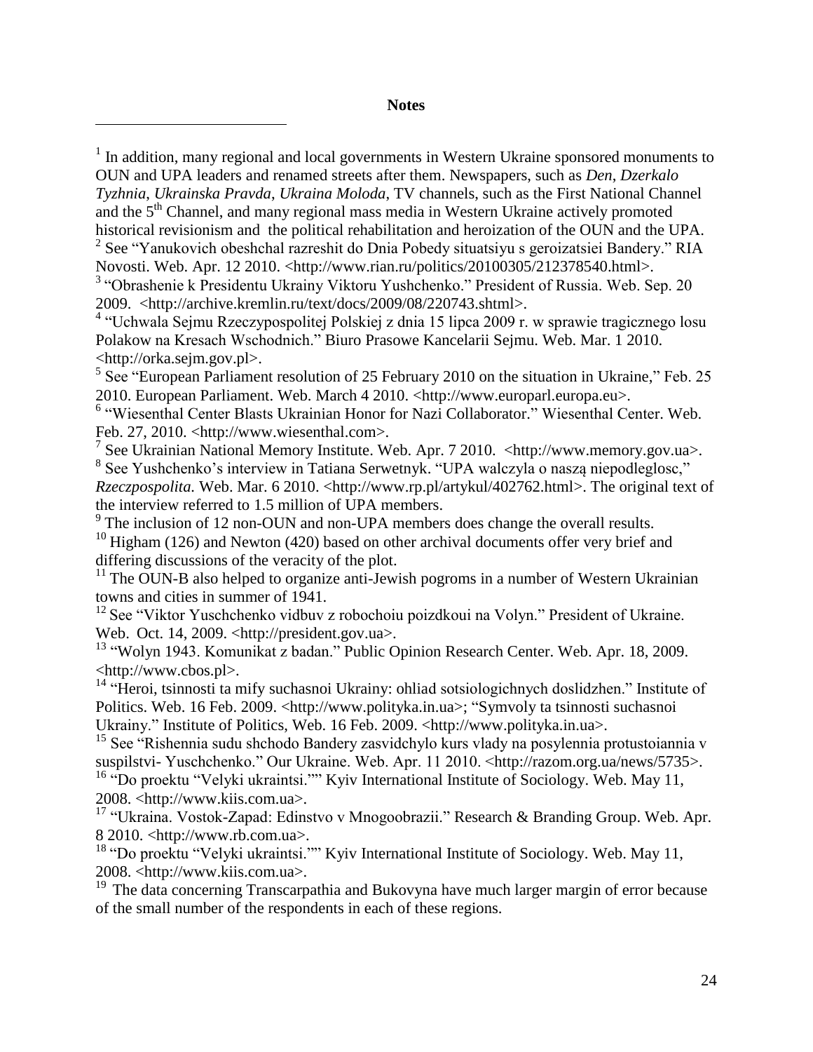## Notes

[1] In addition, many regional and local governments in Western Ukraine sponsored monuments to OUN and UPA leaders and renamed streets after them. Newspapers, such as *Den*, *Dzerkalo Tyzhnia*, *Ukrainska Pravda*, *Ukraina Moloda*, TV channels, such as the First National Channel and the 5th Channel, and many regional mass media in Western Ukraine actively promoted historical revisionism and the political rehabilitation and heroization of the OUN and the UPA.

[2] See "Yanukovich obeshchal razreshit do Dnia Pobedy situatsiyu s geroizatsiei Bandery." RIA Novosti. Web. Apr. 12 2010. <http://www.rian.ru/politics/20100305/212378540.html>.

[3] "Obrashenie k Presidentu Ukrainy Viktoru Yushchenko." President of Russia. Web. Sep. 20 2009. <http://archive.kremlin.ru/text/docs/2009/08/220743.shtml>.

[4] "Uchwala Sejmu Rzeczypospolitej Polskiej z dnia 15 lipca 2009 r. w sprawie tragicznego losu Polakow na Kresach Wschodnich." Biuro Prasowe Kancelarii Sejmu. Web. Mar. 1 2010. <http://orka.sejm.gov.pl>.

[5] See "European Parliament resolution of 25 February 2010 on the situation in Ukraine," Feb. 25 2010. European Parliament. Web. March 4 2010. <http://www.europarl.europa.eu>.

[6] "Wiesenthal Center Blasts Ukrainian Honor for Nazi Collaborator." Wiesenthal Center. Web. Feb. 27, 2010. <http://www.wiesenthal.com>.

[7] See Ukrainian National Memory Institute. Web. Apr. 7 2010. <http://www.memory.gov.ua>.

[8] See Yushchenko's interview in Tatiana Serwetnyk. "UPA walczyla o naszą niepodleglosc," *Rzeczpospolita.* Web. Mar. 6 2010. <http://www.rp.pl/artykul/402762.html>. The original text of the interview referred to 1.5 million of UPA members.

[9] The inclusion of 12 non-OUN and non-UPA members does change the overall results.

[10] Higham (126) and Newton (420) based on other archival documents offer very brief and differing discussions of the veracity of the plot.

[11] The OUN-B also helped to organize anti-Jewish pogroms in a number of Western Ukrainian towns and cities in summer of 1941.

[12] See "Viktor Yuschchenko vidbuv z robochoiu poizdkoui na Volyn." President of Ukraine. Web. Oct. 14, 2009. <http://president.gov.ua>.

[13] "Wolyn 1943. Komunikat z badan." Public Opinion Research Center. Web. Apr. 18, 2009. <http://www.cbos.pl>.

[14] "Heroi, tsinnosti ta mify suchasnoi Ukrainy: ohliad sotsiologichnych doslidzhen." Institute of Politics. Web. 16 Feb. 2009. <http://www.polityka.in.ua>; "Symvoly ta tsinnosti suchasnoi Ukrainy." Institute of Politics, Web. 16 Feb. 2009. <http://www.polityka.in.ua>.

[15] See "Rishennia sudu shchodo Bandery zasvidchylo kurs vlady na posylennia protustoiannia v suspilstvi- Yuschchenko." Our Ukraine. Web. Apr. 11 2010. <http://razom.org.ua/news/5735>.

[16] "Do proektu "Velyki ukraintsi."" Kyiv International Institute of Sociology. Web. May 11, 2008. <http://www.kiis.com.ua>.

[17] "Ukraina. Vostok-Zapad: Edinstvo v Mnogoobrazii." Research & Branding Group. Web. Apr. 8 2010. <http://www.rb.com.ua>.

[18] "Do proektu "Velyki ukraintsi."" Kyiv International Institute of Sociology. Web. May 11, 2008. <http://www.kiis.com.ua>.

[19] The data concerning Transcarpathia and Bukovyna have much larger margin of error because of the small number of the respondents in each of these regions.